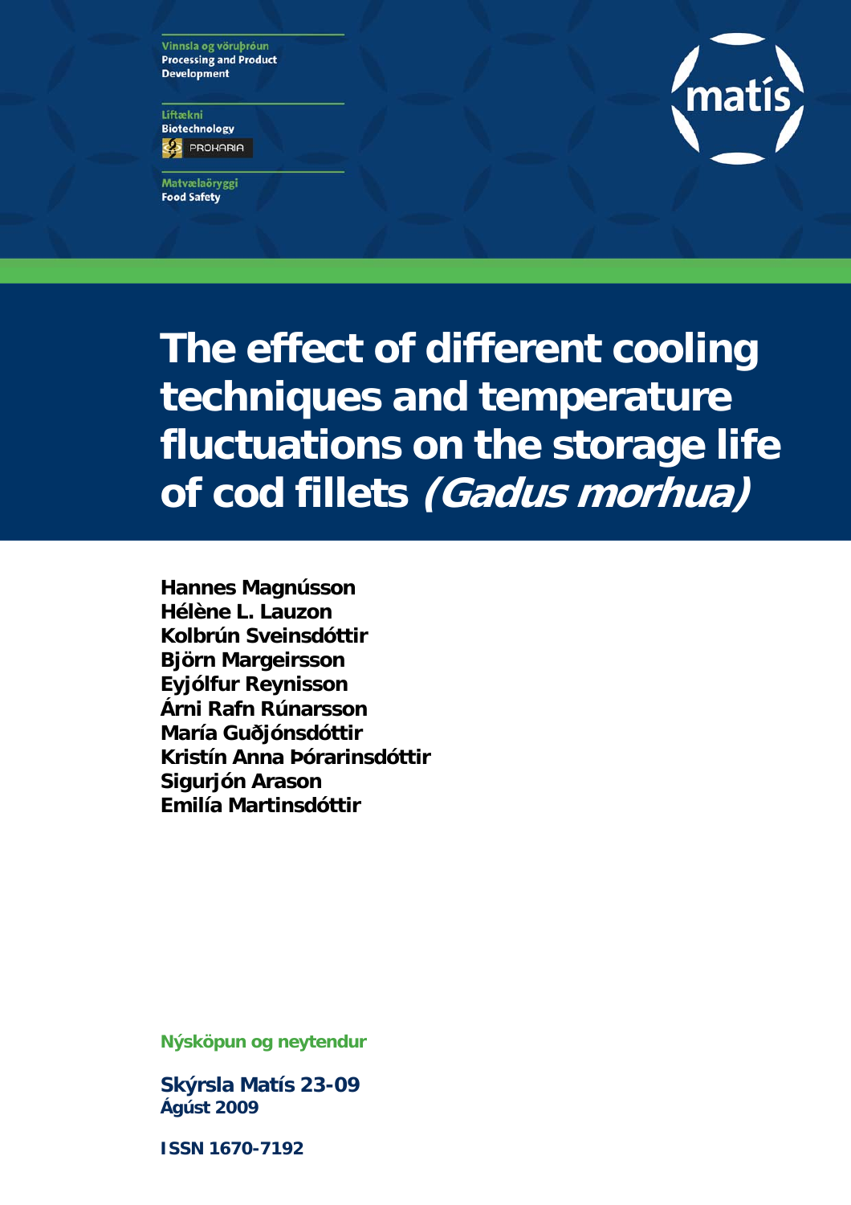Vinnsla og vöruþróun
Processing and Product Development

Líftækni
Biotechnology

PROKARIA

Matvælaöryggi
Food Safety

matís

# The effect of different cooling techniques and temperature fluctuations on the storage life of cod fillets *(Gadus morhua)*

**Hannes Magnússon**
**Hélène L. Lauzon**
**Kolbrún Sveinsdóttir**
**Björn Margeirsson**
**Eyjólfur Reynisson**
**Árni Rafn Rúnarsson**
**María Guðjónsdóttir**
**Kristín Anna Þórarinsdóttir**
**Sigurjón Arason**
**Emilía Martinsdóttir**

**Nýsköpun og neytendur**

**Skýrsla Matís 23-09**
**Ágúst 2009**

**ISSN 1670-7192**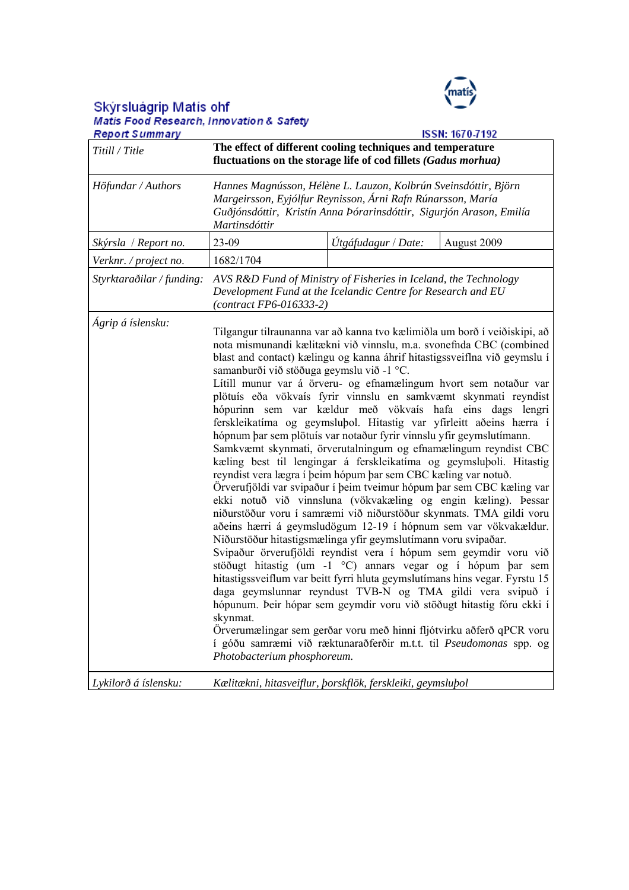# Skýrsluágrip Matís ohf

**Matís Food Research, Innovation & Safety**

**Report Summary**

ISSN: 1670-7192

| | | | |
|---|---|---|---|
| *Titill / Title* | **The effect of different cooling techniques and temperature fluctuations on the storage life of cod fillets *(Gadus morhua)*** | | |
| *Höfundar / Authors* | *Hannes Magnússon, Hélène L. Lauzon, Kolbrún Sveinsdóttir, Björn Margeirsson, Eyjólfur Reynisson, Árni Rafn Rúnarsson, María Guðjónsdóttir, Kristín Anna Þórarinsdóttir, Sigurjón Arason, Emilía Martinsdóttir* | | |
| *Skýrsla / Report no.* | 23-09 | *Útgáfudagur / Date:* | August 2009 |
| *Verknr. / project no.* | 1682/1704 | | |
| *Styrktaraðilar / funding:* | *AVS R&D Fund of Ministry of Fisheries in Iceland, the Technology Development Fund at the Icelandic Centre for Research and EU (contract FP6-016333-2)* | | |
| *Ágrip á íslensku:* | Tilgangur tilraunanna var að kanna tvo kælimiðla um borð í veiðiskipi, að nota mismunandi kælitækni við vinnslu, m.a. svonefnda CBC (combined blast and contact) kælingu og kanna áhrif hitastigssveiflna við geymslu í samanburði við stöðuga geymslu við -1 °C. Lítill munur var á örveru- og efnamælingum hvort sem notaður var plötuís eða vökvaís fyrir vinnslu en samkvæmt skynmati reyndist hópurinn sem var kældur með vökvaís hafa eins dags lengri ferskleikatíma og geymsluþol. Hitastig var yfirleitt aðeins hærra í hópnum þar sem plötuís var notaður fyrir vinnslu yfir geymslutímann. Samkvæmt skynmati, örverutalningum og efnamælingum reyndist CBC kæling best til lengingar á ferskleikatíma og geymsluþoli. Hitastig reyndist vera lægra í þeim hópum þar sem CBC kæling var notuð. Örverufjöldi var svipaður í þeim tveimur hópum þar sem CBC kæling var ekki notuð við vinnsluna (vökvakæling og engin kæling). Þessar niðurstöður voru í samræmi við niðurstöður skynmats. TMA gildi voru aðeins hærri á geymsludögum 12-19 í hópnum sem var vökvakældur. Niðurstöður hitastigsmælinga yfir geymslutímann voru svipaðar. Svipaður örverufjöldi reyndist vera í hópum sem geymdir voru við stöðugt hitastig (um -1 °C) annars vegar og í hópum þar sem hitastigssveiflum var beitt fyrri hluta geymslutímans hins vegar. Fyrstu 15 daga geymslunnar reyndust TVB-N og TMA gildi vera svipuð í hópunum. Þeir hópar sem geymdir voru við stöðugt hitastig fóru ekki í skynmat. Örverumælingar sem gerðar voru með hinni fljótvirku aðferð qPCR voru í góðu samræmi við ræktunaraðferðir m.t.t. til *Pseudomonas* spp. og *Photobacterium phosphoreum.* | | |
| *Lykilorð á íslensku:* | *Kælitækni, hitasveiflur, þorskflök, ferskleiki, geymsluþol* | | |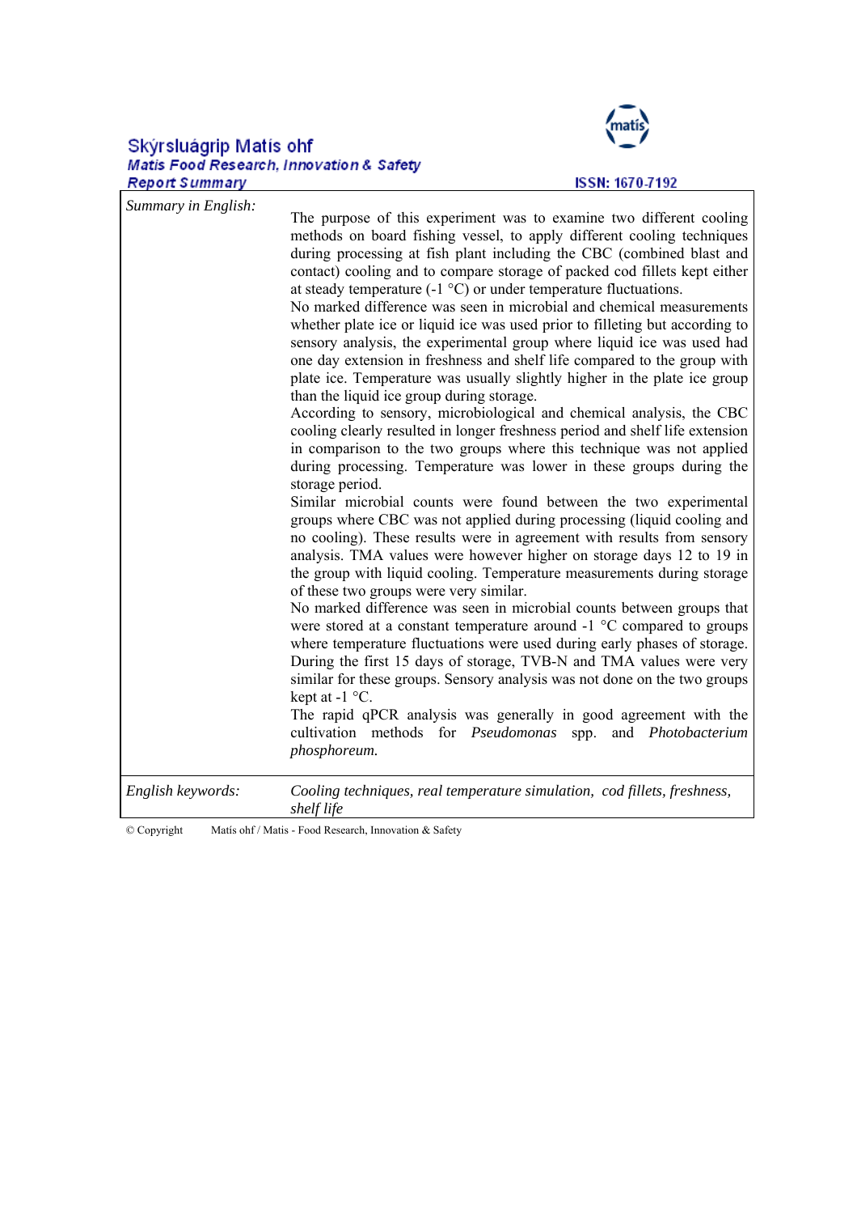Skýrsluágrip Matís ohf
*Matis Food Research, Innovation & Safety*
*Report Summary*

ISSN: 1670-7192

| | |
|---|---|
| *Summary in English:* | The purpose of this experiment was to examine two different cooling methods on board fishing vessel, to apply different cooling techniques during processing at fish plant including the CBC (combined blast and contact) cooling and to compare storage of packed cod fillets kept either at steady temperature (-1 °C) or under temperature fluctuations. No marked difference was seen in microbial and chemical measurements whether plate ice or liquid ice was used prior to filleting but according to sensory analysis, the experimental group where liquid ice was used had one day extension in freshness and shelf life compared to the group with plate ice. Temperature was usually slightly higher in the plate ice group than the liquid ice group during storage. According to sensory, microbiological and chemical analysis, the CBC cooling clearly resulted in longer freshness period and shelf life extension in comparison to the two groups where this technique was not applied during processing. Temperature was lower in these groups during the storage period. Similar microbial counts were found between the two experimental groups where CBC was not applied during processing (liquid cooling and no cooling). These results were in agreement with results from sensory analysis. TMA values were however higher on storage days 12 to 19 in the group with liquid cooling. Temperature measurements during storage of these two groups were very similar. No marked difference was seen in microbial counts between groups that were stored at a constant temperature around -1 °C compared to groups where temperature fluctuations were used during early phases of storage. During the first 15 days of storage, TVB-N and TMA values were very similar for these groups. Sensory analysis was not done on the two groups kept at -1 °C. The rapid qPCR analysis was generally in good agreement with the cultivation methods for *Pseudomonas* spp. and *Photobacterium phosphoreum.* |
| *English keywords:* | *Cooling techniques, real temperature simulation, cod fillets, freshness, shelf life* |

© Copyright Matís ohf / Matis - Food Research, Innovation & Safety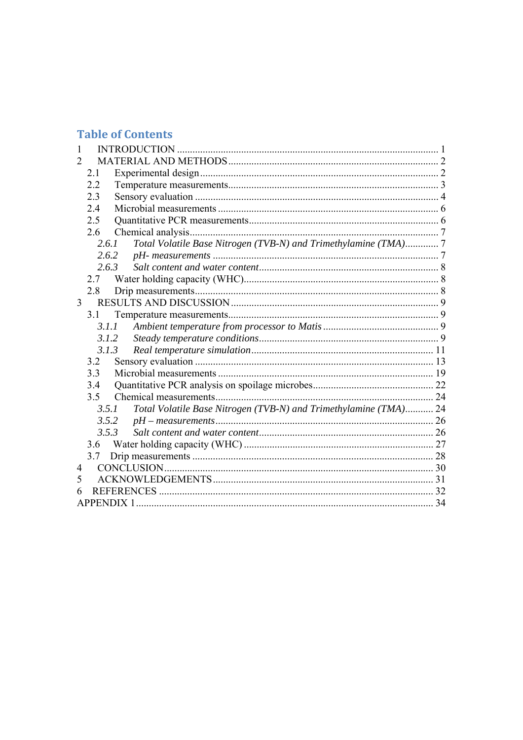## Table of Contents

1 INTRODUCTION ..................................................................................................... 1
2 MATERIAL AND METHODS ................................................................................. 2
  2.1 Experimental design ............................................................................................ 2
  2.2 Temperature measurements.................................................................................. 3
  2.3 Sensory evaluation .............................................................................................. 4
  2.4 Microbial measurements ..................................................................................... 6
  2.5 Quantitative PCR measurements.......................................................................... 6
  2.6 Chemical analysis................................................................................................ 7
    *2.6.1 Total Volatile Base Nitrogen (TVB-N) and Trimethylamine (TMA)............. 7*
    *2.6.2 pH- measurements ....................................................................................... 7*
    *2.6.3 Salt content and water content...................................................................... 8*
  2.7 Water holding capacity (WHC)............................................................................ 8
  2.8 Drip measurements.............................................................................................. 8
3 RESULTS AND DISCUSSION ................................................................................ 9
  3.1 Temperature measurements.................................................................................. 9
    *3.1.1 Ambient temperature from processor to Matis ............................................. 9*
    *3.1.2 Steady temperature conditions..................................................................... 9*
    *3.1.3 Real temperature simulation....................................................................... 11*
  3.2 Sensory evaluation ............................................................................................ 13
  3.3 Microbial measurements ................................................................................... 19
  3.4 Quantitative PCR analysis on spoilage microbes.............................................. 22
  3.5 Chemical measurements.................................................................................... 24
    *3.5.1 Total Volatile Base Nitrogen (TVB-N) and Trimethylamine (TMA)........... 24*
    *3.5.2 pH – measurements.................................................................................... 26*
    *3.5.3 Salt content and water content.................................................................... 26*
  3.6 Water holding capacity (WHC) ......................................................................... 27
  3.7 Drip measurements ............................................................................................ 28
4 CONCLUSION........................................................................................................ 30
5 ACKNOWLEDGEMENTS..................................................................................... 31
6 REFERENCES ......................................................................................................... 32
APPENDIX 1................................................................................................................... 34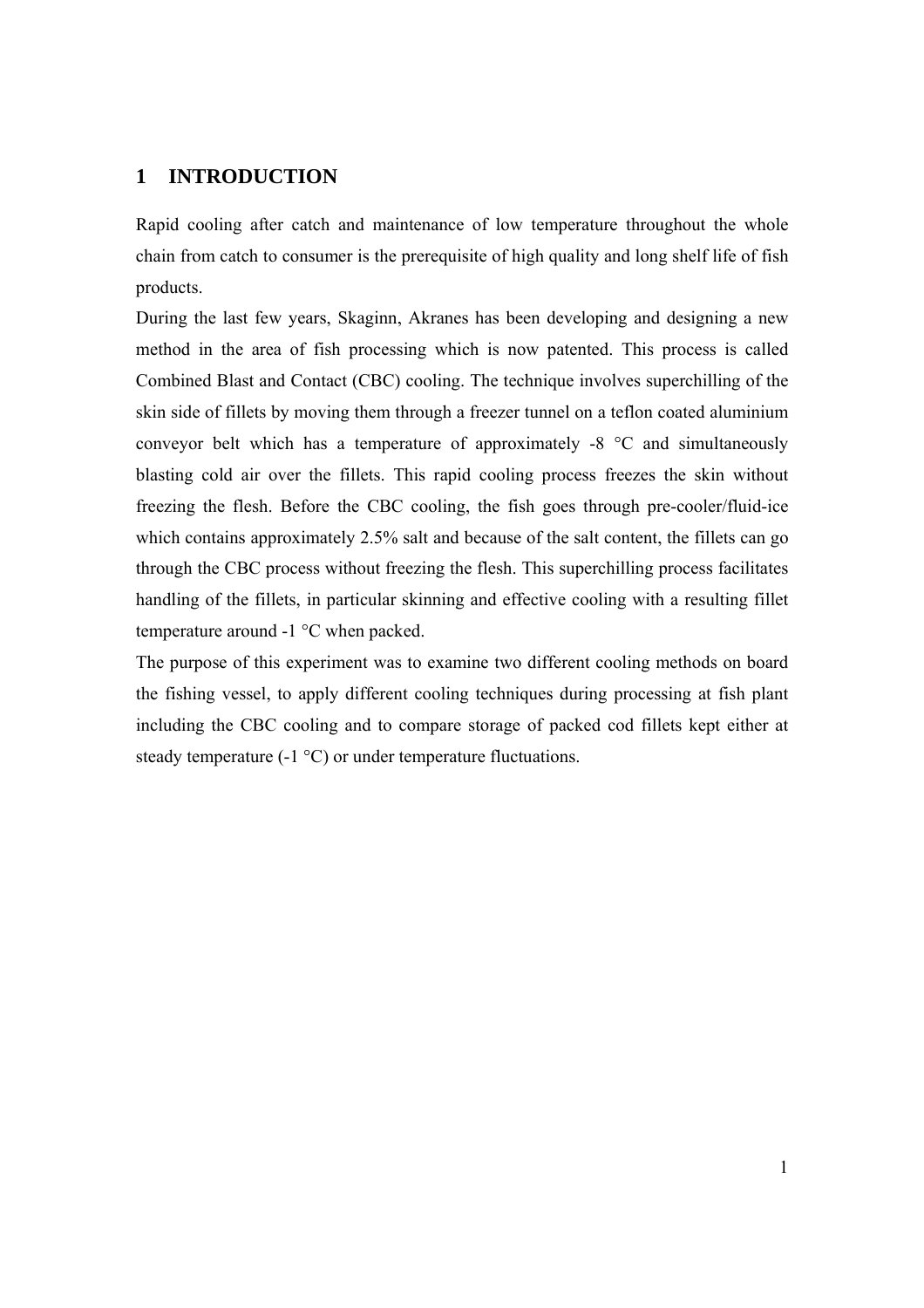# 1 INTRODUCTION

Rapid cooling after catch and maintenance of low temperature throughout the whole chain from catch to consumer is the prerequisite of high quality and long shelf life of fish products.

During the last few years, Skaginn, Akranes has been developing and designing a new method in the area of fish processing which is now patented. This process is called Combined Blast and Contact (CBC) cooling. The technique involves superchilling of the skin side of fillets by moving them through a freezer tunnel on a teflon coated aluminium conveyor belt which has a temperature of approximately -8 °C and simultaneously blasting cold air over the fillets. This rapid cooling process freezes the skin without freezing the flesh. Before the CBC cooling, the fish goes through pre-cooler/fluid-ice which contains approximately 2.5% salt and because of the salt content, the fillets can go through the CBC process without freezing the flesh. This superchilling process facilitates handling of the fillets, in particular skinning and effective cooling with a resulting fillet temperature around -1 °C when packed.

The purpose of this experiment was to examine two different cooling methods on board the fishing vessel, to apply different cooling techniques during processing at fish plant including the CBC cooling and to compare storage of packed cod fillets kept either at steady temperature (-1 °C) or under temperature fluctuations.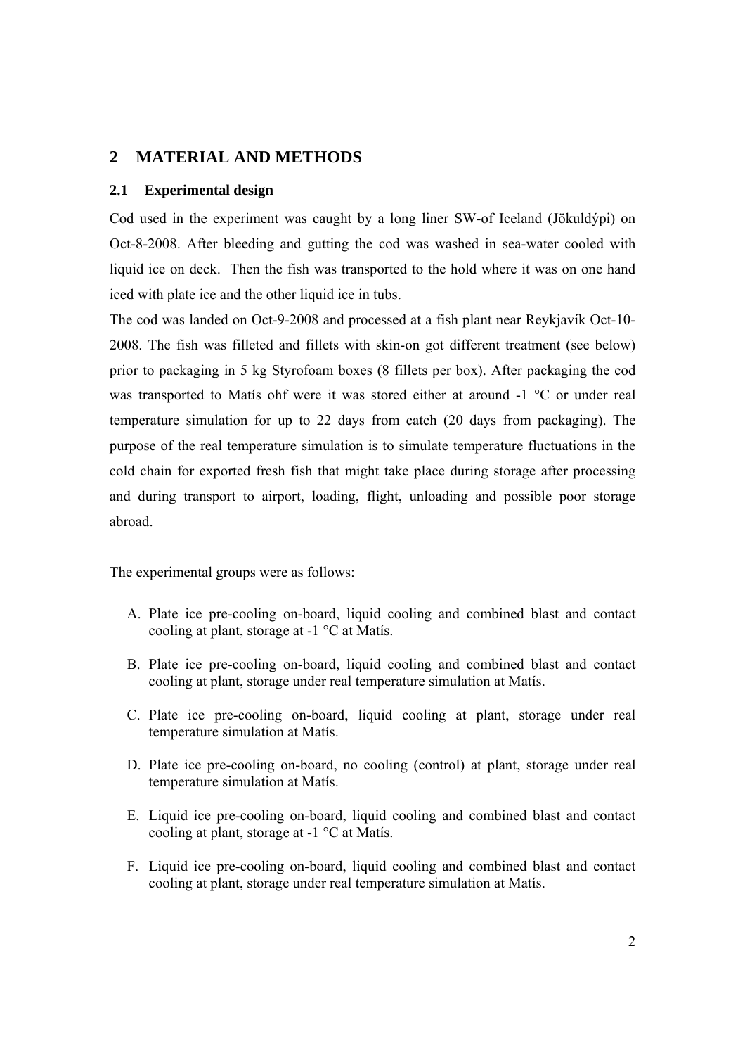# 2 MATERIAL AND METHODS

## 2.1 Experimental design

Cod used in the experiment was caught by a long liner SW-of Iceland (Jökuldýpi) on Oct-8-2008. After bleeding and gutting the cod was washed in sea-water cooled with liquid ice on deck. Then the fish was transported to the hold where it was on one hand iced with plate ice and the other liquid ice in tubs.

The cod was landed on Oct-9-2008 and processed at a fish plant near Reykjavík Oct-10-2008. The fish was filleted and fillets with skin-on got different treatment (see below) prior to packaging in 5 kg Styrofoam boxes (8 fillets per box). After packaging the cod was transported to Matís ohf were it was stored either at around -1 °C or under real temperature simulation for up to 22 days from catch (20 days from packaging). The purpose of the real temperature simulation is to simulate temperature fluctuations in the cold chain for exported fresh fish that might take place during storage after processing and during transport to airport, loading, flight, unloading and possible poor storage abroad.

The experimental groups were as follows:

A. Plate ice pre-cooling on-board, liquid cooling and combined blast and contact cooling at plant, storage at -1 °C at Matís.

B. Plate ice pre-cooling on-board, liquid cooling and combined blast and contact cooling at plant, storage under real temperature simulation at Matís.

C. Plate ice pre-cooling on-board, liquid cooling at plant, storage under real temperature simulation at Matís.

D. Plate ice pre-cooling on-board, no cooling (control) at plant, storage under real temperature simulation at Matís.

E. Liquid ice pre-cooling on-board, liquid cooling and combined blast and contact cooling at plant, storage at -1 °C at Matís.

F. Liquid ice pre-cooling on-board, liquid cooling and combined blast and contact cooling at plant, storage under real temperature simulation at Matís.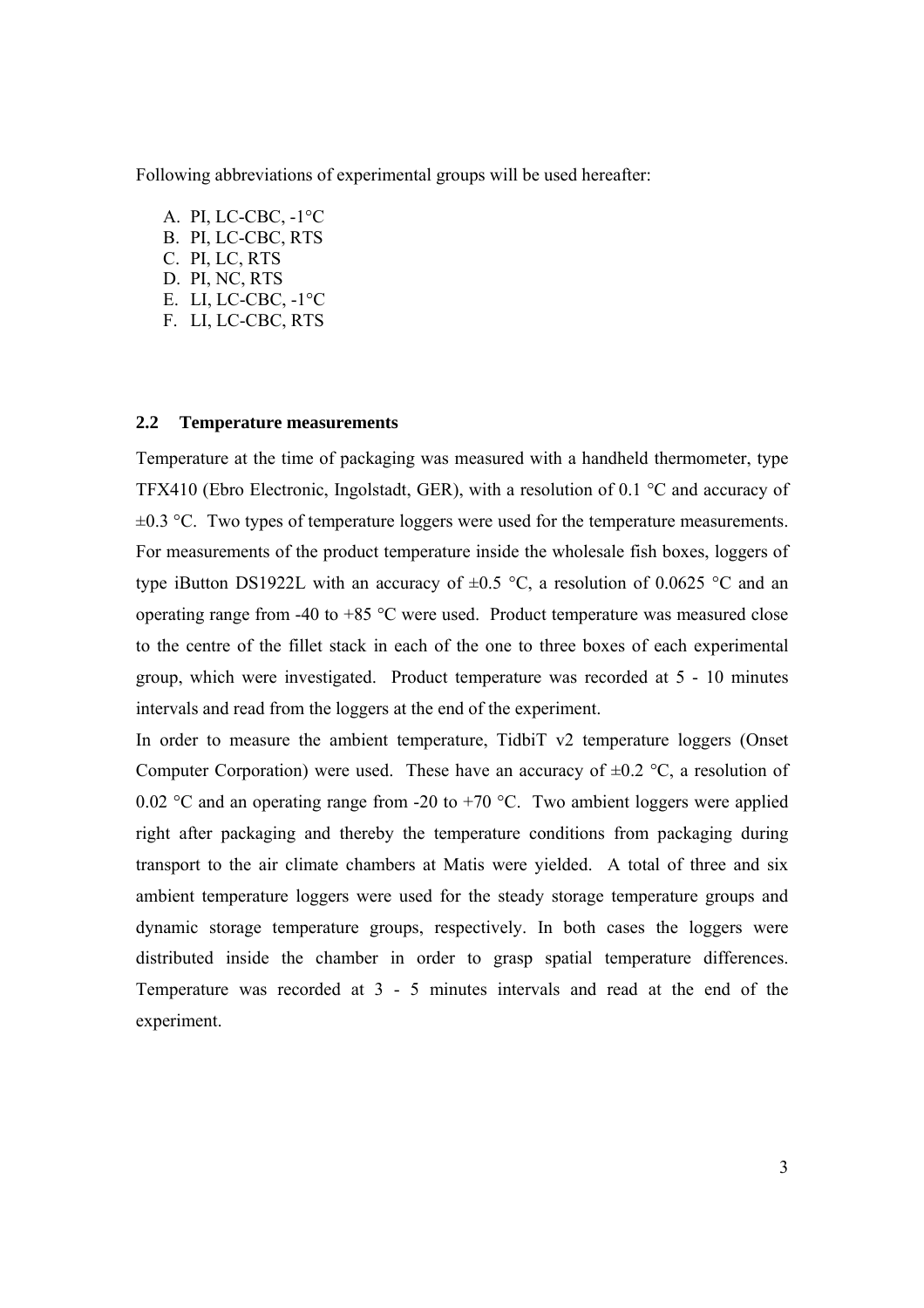Following abbreviations of experimental groups will be used hereafter:

A. PI, LC-CBC, -1°C
B. PI, LC-CBC, RTS
C. PI, LC, RTS
D. PI, NC, RTS
E. LI, LC-CBC, -1°C
F. LI, LC-CBC, RTS

## 2.2 Temperature measurements

Temperature at the time of packaging was measured with a handheld thermometer, type TFX410 (Ebro Electronic, Ingolstadt, GER), with a resolution of 0.1 °C and accuracy of ±0.3 °C. Two types of temperature loggers were used for the temperature measurements. For measurements of the product temperature inside the wholesale fish boxes, loggers of type iButton DS1922L with an accuracy of ±0.5 °C, a resolution of 0.0625 °C and an operating range from -40 to +85 °C were used. Product temperature was measured close to the centre of the fillet stack in each of the one to three boxes of each experimental group, which were investigated. Product temperature was recorded at 5 - 10 minutes intervals and read from the loggers at the end of the experiment.

In order to measure the ambient temperature, TidbiT v2 temperature loggers (Onset Computer Corporation) were used. These have an accuracy of ±0.2 °C, a resolution of 0.02 °C and an operating range from -20 to +70 °C. Two ambient loggers were applied right after packaging and thereby the temperature conditions from packaging during transport to the air climate chambers at Matis were yielded. A total of three and six ambient temperature loggers were used for the steady storage temperature groups and dynamic storage temperature groups, respectively. In both cases the loggers were distributed inside the chamber in order to grasp spatial temperature differences. Temperature was recorded at 3 - 5 minutes intervals and read at the end of the experiment.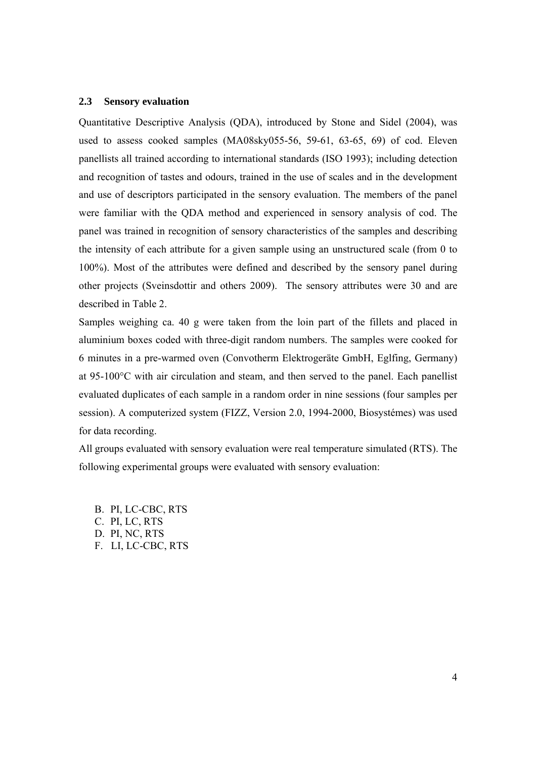## 2.3 Sensory evaluation

Quantitative Descriptive Analysis (QDA), introduced by Stone and Sidel (2004), was used to assess cooked samples (MA08sky055-56, 59-61, 63-65, 69) of cod. Eleven panellists all trained according to international standards (ISO 1993); including detection and recognition of tastes and odours, trained in the use of scales and in the development and use of descriptors participated in the sensory evaluation. The members of the panel were familiar with the QDA method and experienced in sensory analysis of cod. The panel was trained in recognition of sensory characteristics of the samples and describing the intensity of each attribute for a given sample using an unstructured scale (from 0 to 100%). Most of the attributes were defined and described by the sensory panel during other projects (Sveinsdottir and others 2009). The sensory attributes were 30 and are described in Table 2.

Samples weighing ca. 40 g were taken from the loin part of the fillets and placed in aluminium boxes coded with three-digit random numbers. The samples were cooked for 6 minutes in a pre-warmed oven (Convotherm Elektrogeräte GmbH, Eglfing, Germany) at 95-100°C with air circulation and steam, and then served to the panel. Each panellist evaluated duplicates of each sample in a random order in nine sessions (four samples per session). A computerized system (FIZZ, Version 2.0, 1994-2000, Biosystémes) was used for data recording.

All groups evaluated with sensory evaluation were real temperature simulated (RTS). The following experimental groups were evaluated with sensory evaluation:

B. PI, LC-CBC, RTS
C. PI, LC, RTS
D. PI, NC, RTS
F. LI, LC-CBC, RTS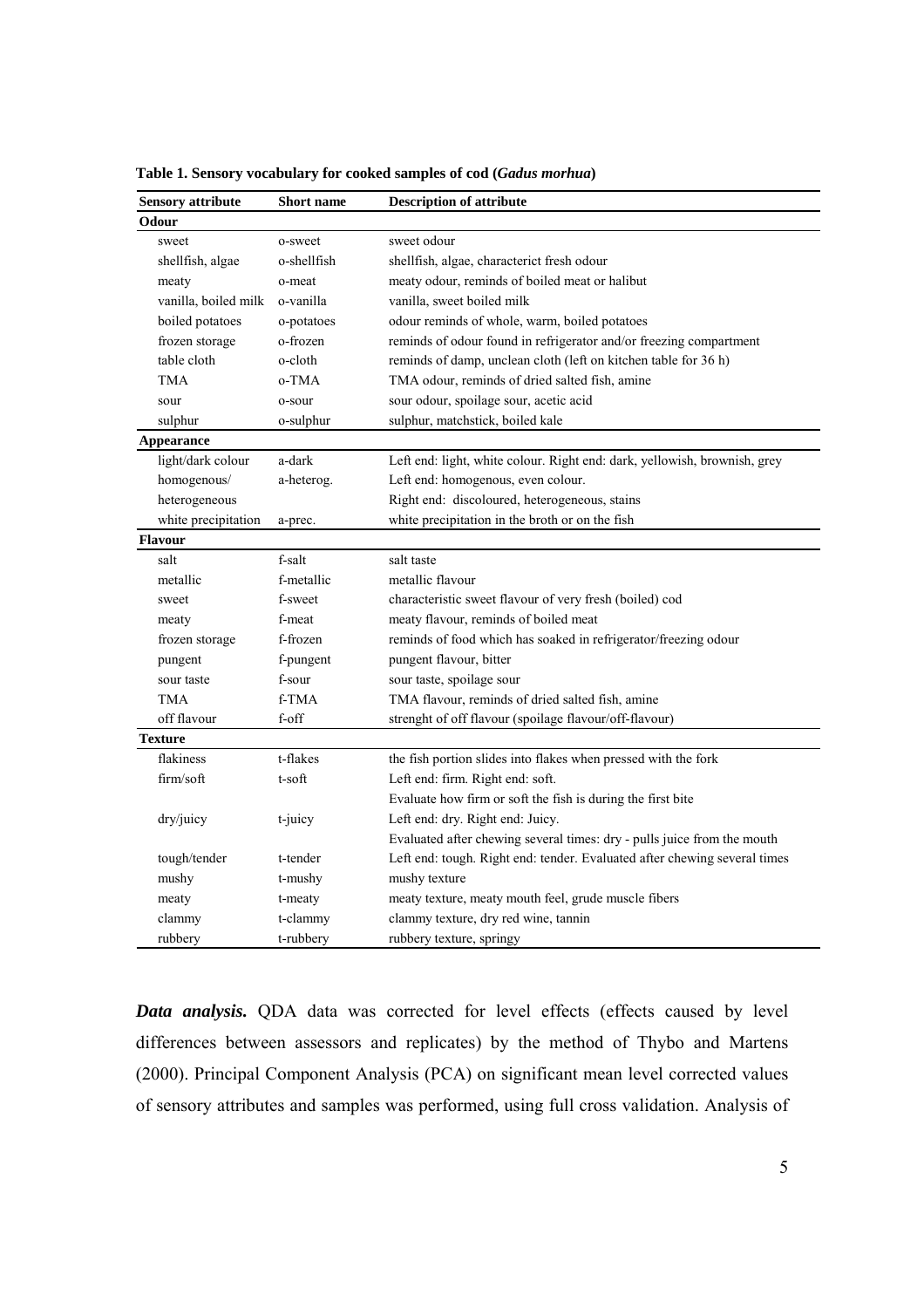**Table 1. Sensory vocabulary for cooked samples of cod (*Gadus morhua*)**

| Sensory attribute | Short name | Description of attribute |
|---|---|---|
| **Odour** | | |
| sweet | o-sweet | sweet odour |
| shellfish, algae | o-shellfish | shellfish, algae, characterict fresh odour |
| meaty | o-meat | meaty odour, reminds of boiled meat or halibut |
| vanilla, boiled milk | o-vanilla | vanilla, sweet boiled milk |
| boiled potatoes | o-potatoes | odour reminds of whole, warm, boiled potatoes |
| frozen storage | o-frozen | reminds of odour found in refrigerator and/or freezing compartment |
| table cloth | o-cloth | reminds of damp, unclean cloth (left on kitchen table for 36 h) |
| TMA | o-TMA | TMA odour, reminds of dried salted fish, amine |
| sour | o-sour | sour odour, spoilage sour, acetic acid |
| sulphur | o-sulphur | sulphur, matchstick, boiled kale |
| **Appearance** | | |
| light/dark colour | a-dark | Left end: light, white colour. Right end: dark, yellowish, brownish, grey |
| homogenous/ heterogeneous | a-heterog. | Left end: homogenous, even colour. Right end: discoloured, heterogeneous, stains |
| white precipitation | a-prec. | white precipitation in the broth or on the fish |
| **Flavour** | | |
| salt | f-salt | salt taste |
| metallic | f-metallic | metallic flavour |
| sweet | f-sweet | characteristic sweet flavour of very fresh (boiled) cod |
| meaty | f-meat | meaty flavour, reminds of boiled meat |
| frozen storage | f-frozen | reminds of food which has soaked in refrigerator/freezing odour |
| pungent | f-pungent | pungent flavour, bitter |
| sour taste | f-sour | sour taste, spoilage sour |
| TMA | f-TMA | TMA flavour, reminds of dried salted fish, amine |
| off flavour | f-off | strenght of off flavour (spoilage flavour/off-flavour) |
| **Texture** | | |
| flakiness | t-flakes | the fish portion slides into flakes when pressed with the fork |
| firm/soft | t-soft | Left end: firm. Right end: soft. Evaluate how firm or soft the fish is during the first bite |
| dry/juicy | t-juicy | Left end: dry. Right end: Juicy. Evaluated after chewing several times: dry - pulls juice from the mouth |
| tough/tender | t-tender | Left end: tough. Right end: tender. Evaluated after chewing several times |
| mushy | t-mushy | mushy texture |
| meaty | t-meaty | meaty texture, meaty mouth feel, grude muscle fibers |
| clammy | t-clammy | clammy texture, dry red wine, tannin |
| rubbery | t-rubbery | rubbery texture, springy |

***Data analysis.*** QDA data was corrected for level effects (effects caused by level differences between assessors and replicates) by the method of Thybo and Martens (2000). Principal Component Analysis (PCA) on significant mean level corrected values of sensory attributes and samples was performed, using full cross validation. Analysis of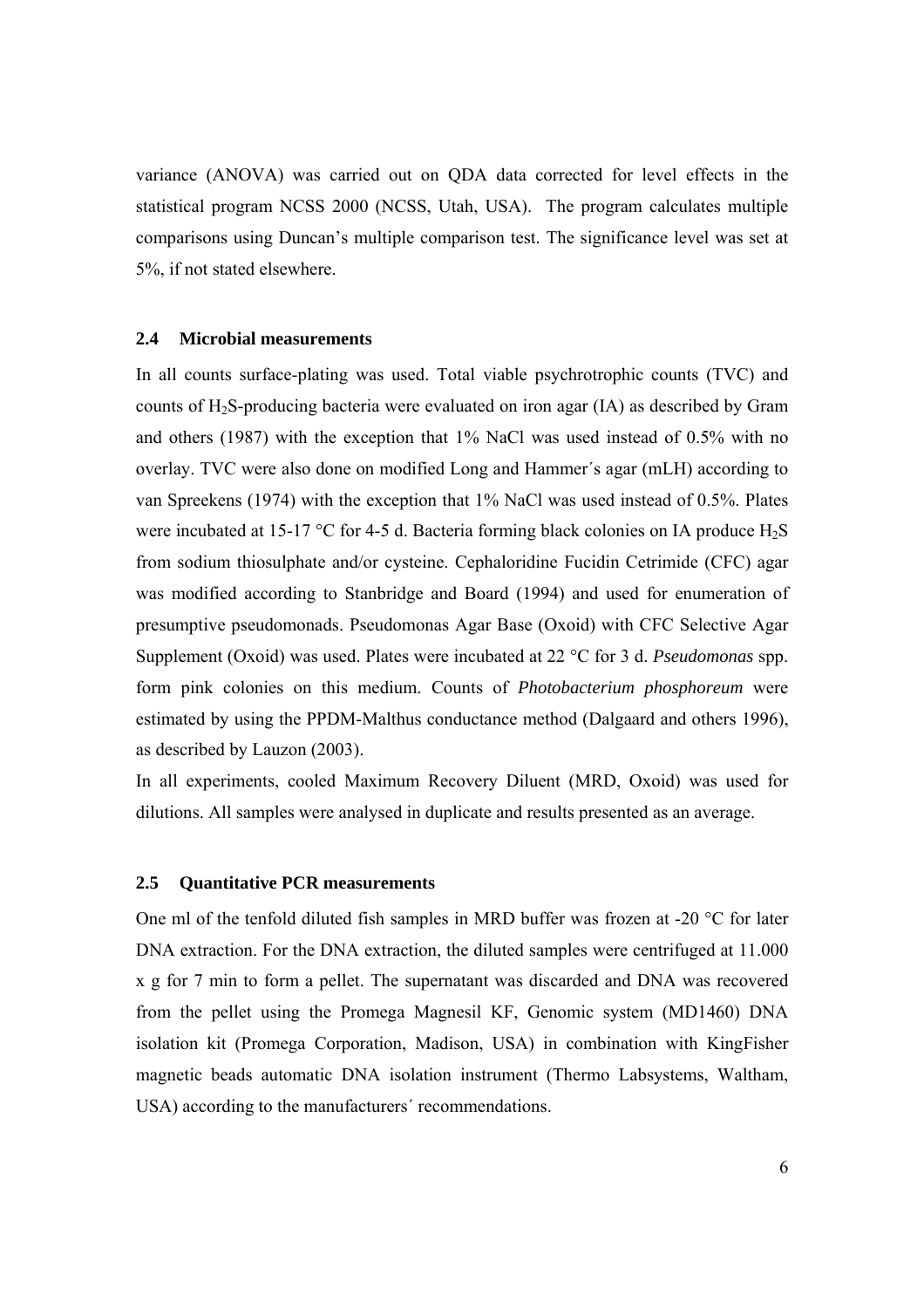variance (ANOVA) was carried out on QDA data corrected for level effects in the statistical program NCSS 2000 (NCSS, Utah, USA). The program calculates multiple comparisons using Duncan's multiple comparison test. The significance level was set at 5%, if not stated elsewhere.

### 2.4 Microbial measurements

In all counts surface-plating was used. Total viable psychrotrophic counts (TVC) and counts of $H_2S$-producing bacteria were evaluated on iron agar (IA) as described by Gram and others (1987) with the exception that 1% NaCl was used instead of 0.5% with no overlay. TVC were also done on modified Long and Hammer´s agar (mLH) according to van Spreekens (1974) with the exception that 1% NaCl was used instead of 0.5%. Plates were incubated at 15-17 °C for 4-5 d. Bacteria forming black colonies on IA produce $H_2S$ from sodium thiosulphate and/or cysteine. Cephaloridine Fucidin Cetrimide (CFC) agar was modified according to Stanbridge and Board (1994) and used for enumeration of presumptive pseudomonads. Pseudomonas Agar Base (Oxoid) with CFC Selective Agar Supplement (Oxoid) was used. Plates were incubated at 22 °C for 3 d. *Pseudomonas* spp. form pink colonies on this medium. Counts of *Photobacterium phosphoreum* were estimated by using the PPDM-Malthus conductance method (Dalgaard and others 1996), as described by Lauzon (2003).

In all experiments, cooled Maximum Recovery Diluent (MRD, Oxoid) was used for dilutions. All samples were analysed in duplicate and results presented as an average.

### 2.5 Quantitative PCR measurements

One ml of the tenfold diluted fish samples in MRD buffer was frozen at -20 °C for later DNA extraction. For the DNA extraction, the diluted samples were centrifuged at 11.000 x g for 7 min to form a pellet. The supernatant was discarded and DNA was recovered from the pellet using the Promega Magnesil KF, Genomic system (MD1460) DNA isolation kit (Promega Corporation, Madison, USA) in combination with KingFisher magnetic beads automatic DNA isolation instrument (Thermo Labsystems, Waltham, USA) according to the manufacturers´ recommendations.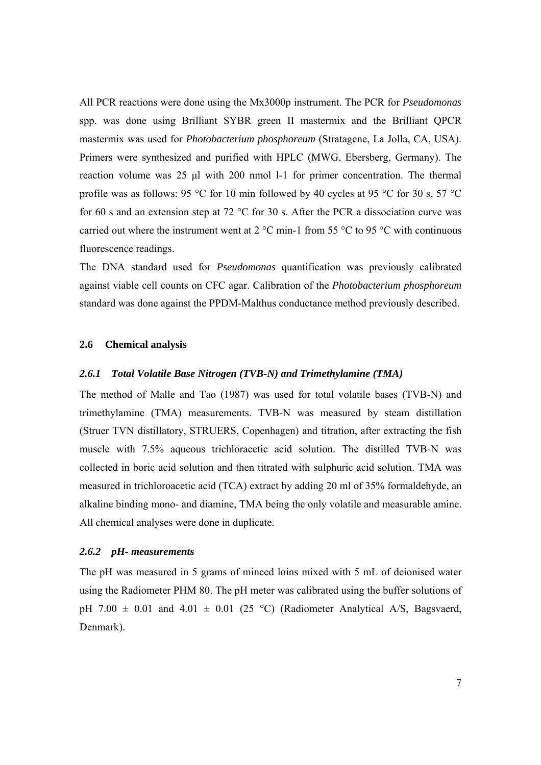All PCR reactions were done using the Mx3000p instrument. The PCR for *Pseudomonas* spp. was done using Brilliant SYBR green II mastermix and the Brilliant QPCR mastermix was used for *Photobacterium phosphoreum* (Stratagene, La Jolla, CA, USA). Primers were synthesized and purified with HPLC (MWG, Ebersberg, Germany). The reaction volume was 25 µl with 200 nmol l-1 for primer concentration. The thermal profile was as follows: 95 °C for 10 min followed by 40 cycles at 95 °C for 30 s, 57 °C for 60 s and an extension step at 72 °C for 30 s. After the PCR a dissociation curve was carried out where the instrument went at 2 °C min-1 from 55 °C to 95 °C with continuous fluorescence readings.

The DNA standard used for *Pseudomonas* quantification was previously calibrated against viable cell counts on CFC agar. Calibration of the *Photobacterium phosphoreum* standard was done against the PPDM-Malthus conductance method previously described.

## 2.6 Chemical analysis

### *2.6.1 Total Volatile Base Nitrogen (TVB-N) and Trimethylamine (TMA)*

The method of Malle and Tao (1987) was used for total volatile bases (TVB-N) and trimethylamine (TMA) measurements. TVB-N was measured by steam distillation (Struer TVN distillatory, STRUERS, Copenhagen) and titration, after extracting the fish muscle with 7.5% aqueous trichloracetic acid solution. The distilled TVB-N was collected in boric acid solution and then titrated with sulphuric acid solution. TMA was measured in trichloroacetic acid (TCA) extract by adding 20 ml of 35% formaldehyde, an alkaline binding mono- and diamine, TMA being the only volatile and measurable amine. All chemical analyses were done in duplicate.

### *2.6.2 pH- measurements*

The pH was measured in 5 grams of minced loins mixed with 5 mL of deionised water using the Radiometer PHM 80. The pH meter was calibrated using the buffer solutions of pH 7.00 ± 0.01 and 4.01 ± 0.01 (25 °C) (Radiometer Analytical A/S, Bagsvaerd, Denmark).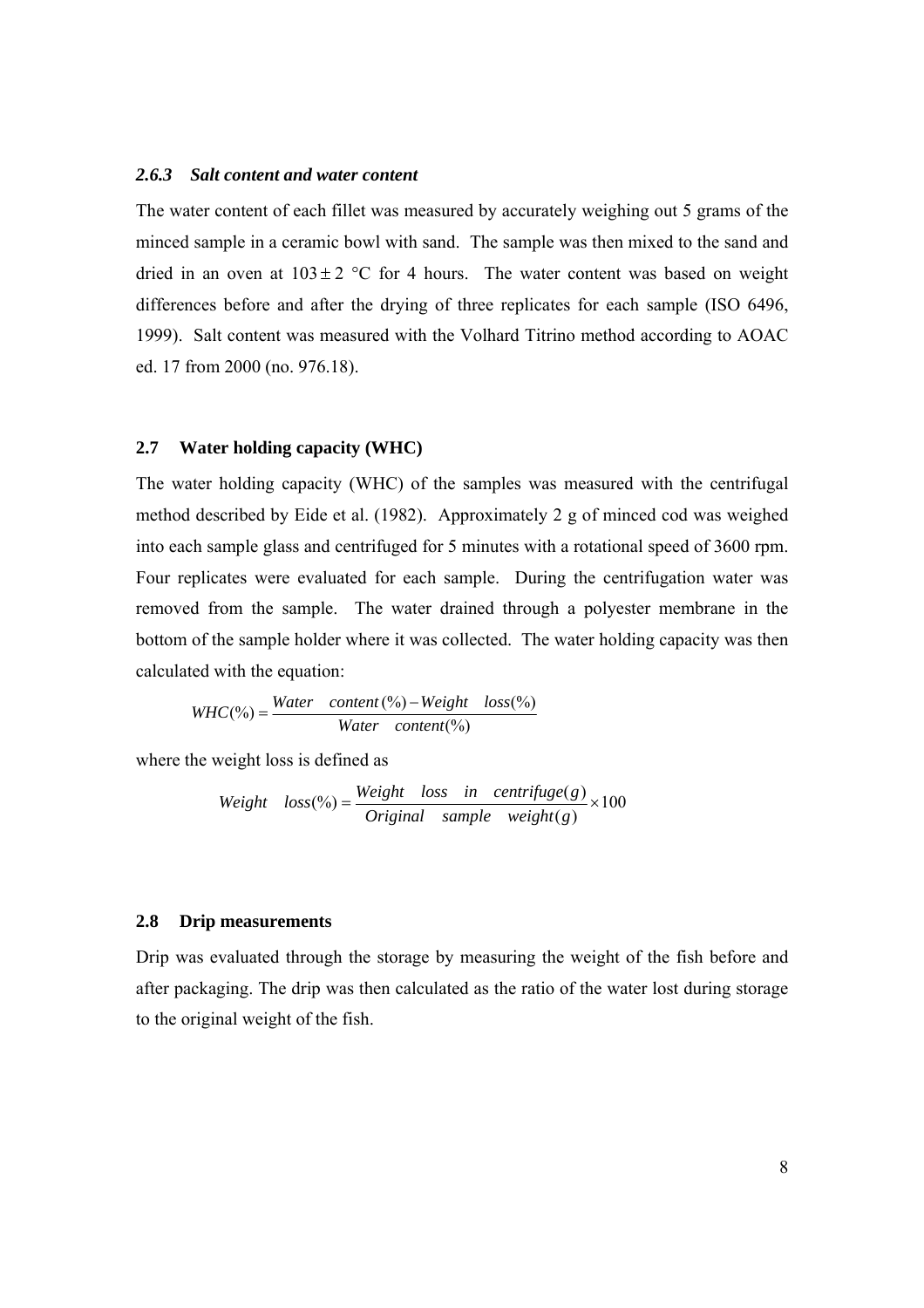### *2.6.3 Salt content and water content*

The water content of each fillet was measured by accurately weighing out 5 grams of the minced sample in a ceramic bowl with sand. The sample was then mixed to the sand and dried in an oven at $103 \pm 2$ °C for 4 hours. The water content was based on weight differences before and after the drying of three replicates for each sample (ISO 6496, 1999). Salt content was measured with the Volhard Titrino method according to AOAC ed. 17 from 2000 (no. 976.18).

## 2.7 Water holding capacity (WHC)

The water holding capacity (WHC) of the samples was measured with the centrifugal method described by Eide et al. (1982). Approximately 2 g of minced cod was weighed into each sample glass and centrifuged for 5 minutes with a rotational speed of 3600 rpm. Four replicates were evaluated for each sample. During the centrifugation water was removed from the sample. The water drained through a polyester membrane in the bottom of the sample holder where it was collected. The water holding capacity was then calculated with the equation:

$$WHC(\%) = \frac{Water \quad content(\%) - Weight \quad loss(\%)}{Water \quad content(\%)}$$

where the weight loss is defined as

$$Weight \quad loss(\%) = \frac{Weight \quad loss \quad in \quad centrifuge(g)}{Original \quad sample \quad weight(g)} \times 100$$

## 2.8 Drip measurements

Drip was evaluated through the storage by measuring the weight of the fish before and after packaging. The drip was then calculated as the ratio of the water lost during storage to the original weight of the fish.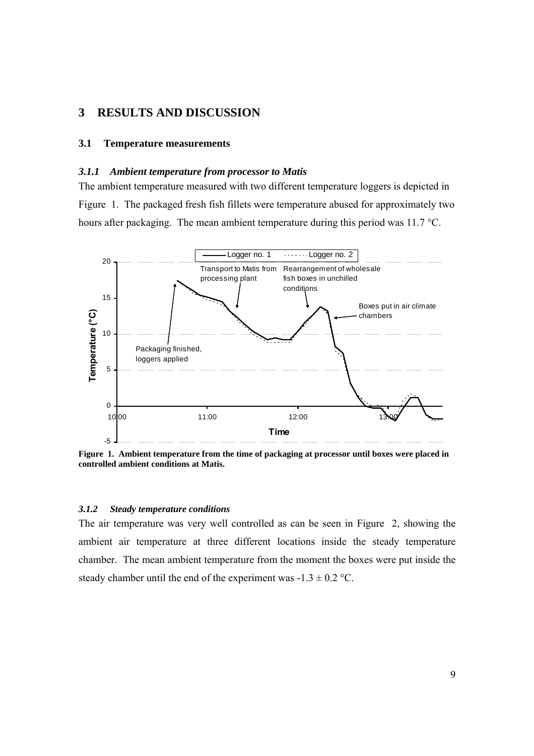# 3 RESULTS AND DISCUSSION

## 3.1 Temperature measurements

### *3.1.1 Ambient temperature from processor to Matis*

The ambient temperature measured with two different temperature loggers is depicted in Figure 1. The packaged fresh fish fillets were temperature abused for approximately two hours after packaging. The mean ambient temperature during this period was 11.7 °C.

**Figure 1. Ambient temperature from the time of packaging at processor until boxes were placed in controlled ambient conditions at Matis.**

### *3.1.2 Steady temperature conditions*

The air temperature was very well controlled as can be seen in Figure 2, showing the ambient air temperature at three different locations inside the steady temperature chamber. The mean ambient temperature from the moment the boxes were put inside the steady chamber until the end of the experiment was -1.3 ± 0.2 °C.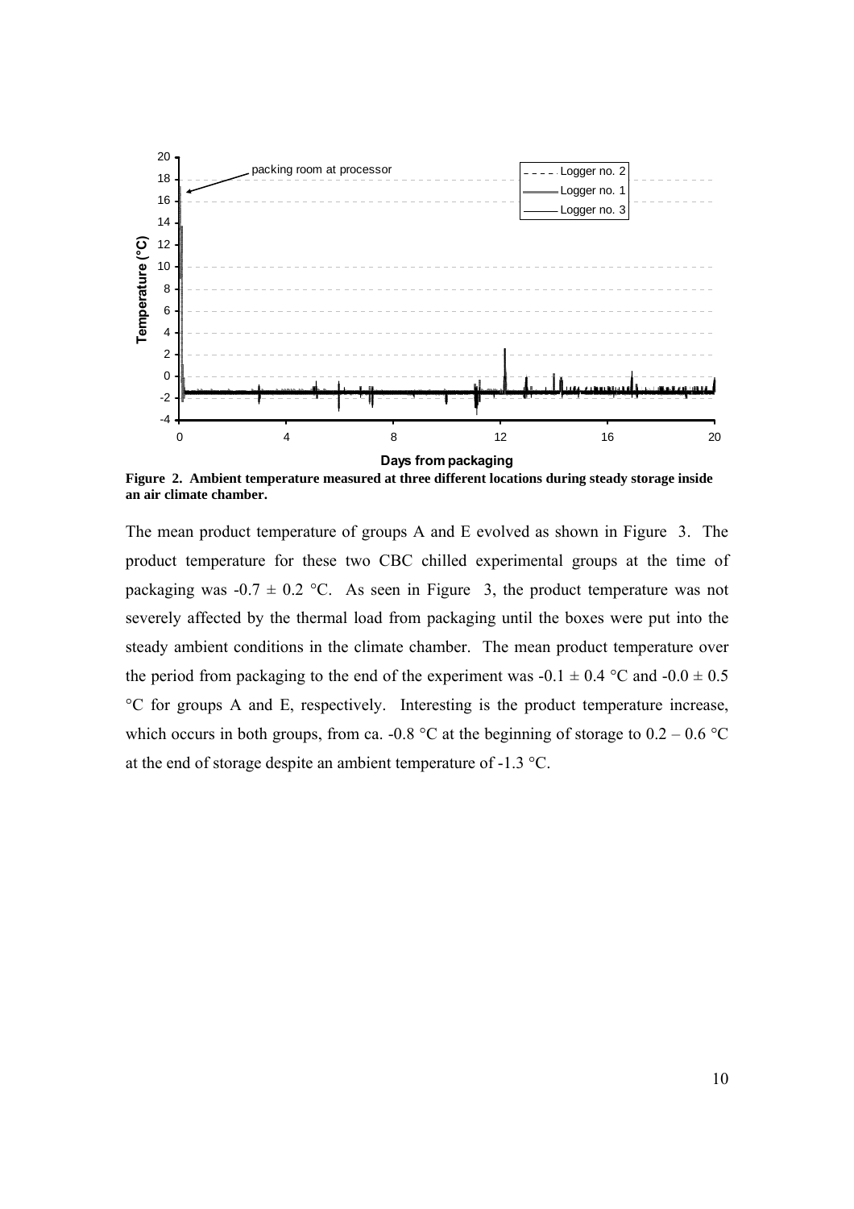**Figure 2. Ambient temperature measured at three different locations during steady storage inside an air climate chamber.**

The mean product temperature of groups A and E evolved as shown in Figure 3. The product temperature for these two CBC chilled experimental groups at the time of packaging was -0.7 ± 0.2 °C. As seen in Figure 3, the product temperature was not severely affected by the thermal load from packaging until the boxes were put into the steady ambient conditions in the climate chamber. The mean product temperature over the period from packaging to the end of the experiment was -0.1 ± 0.4 °C and -0.0 ± 0.5 °C for groups A and E, respectively. Interesting is the product temperature increase, which occurs in both groups, from ca. -0.8 °C at the beginning of storage to 0.2 – 0.6 °C at the end of storage despite an ambient temperature of -1.3 °C.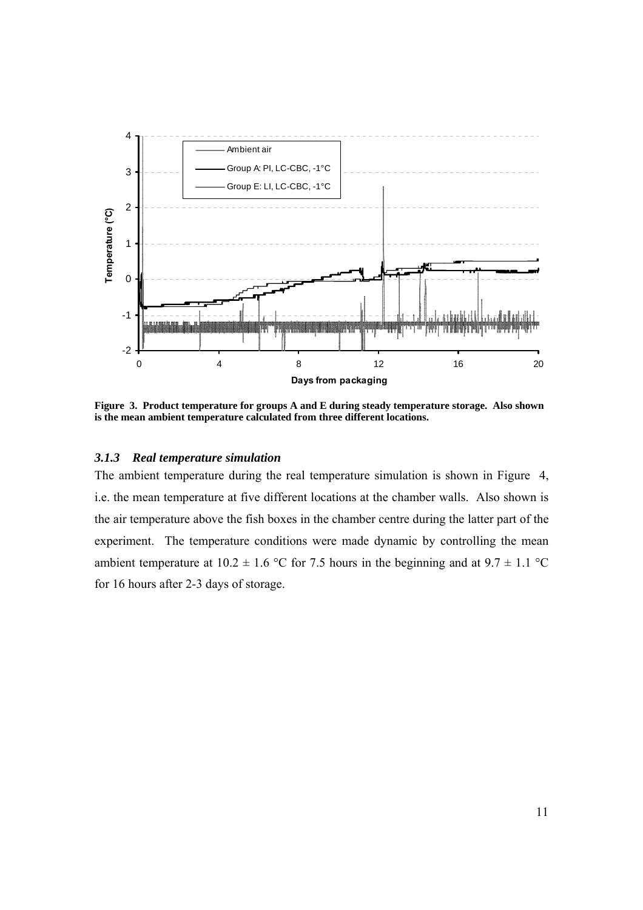**Figure 3. Product temperature for groups A and E during steady temperature storage. Also shown is the mean ambient temperature calculated from three different locations.**

### *3.1.3 Real temperature simulation*

The ambient temperature during the real temperature simulation is shown in Figure 4, i.e. the mean temperature at five different locations at the chamber walls. Also shown is the air temperature above the fish boxes in the chamber centre during the latter part of the experiment. The temperature conditions were made dynamic by controlling the mean ambient temperature at $10.2 \pm 1.6$ °C for 7.5 hours in the beginning and at $9.7 \pm 1.1$ °C for 16 hours after 2-3 days of storage.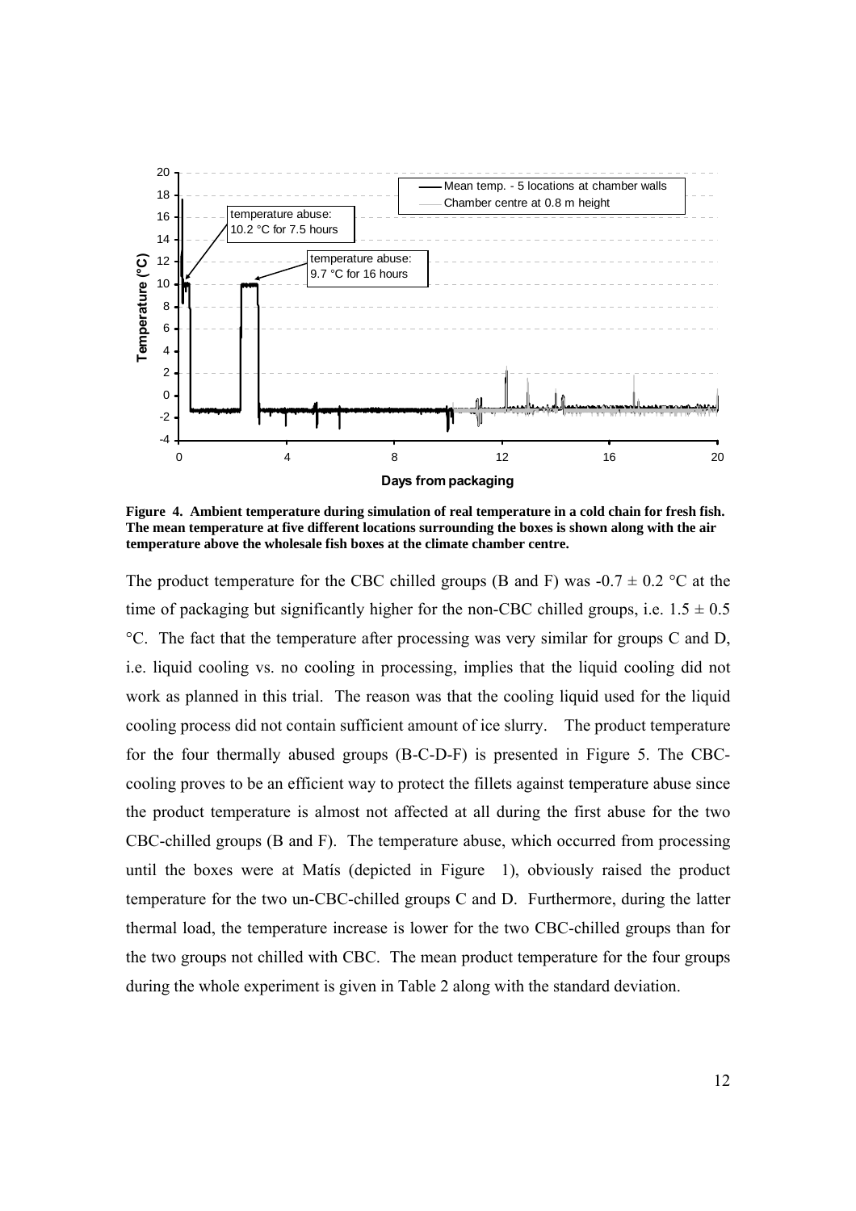**Figure 4. Ambient temperature during simulation of real temperature in a cold chain for fresh fish. The mean temperature at five different locations surrounding the boxes is shown along with the air temperature above the wholesale fish boxes at the climate chamber centre.**

The product temperature for the CBC chilled groups (B and F) was -0.7 ± 0.2 °C at the time of packaging but significantly higher for the non-CBC chilled groups, i.e. 1.5 ± 0.5 °C. The fact that the temperature after processing was very similar for groups C and D, i.e. liquid cooling vs. no cooling in processing, implies that the liquid cooling did not work as planned in this trial. The reason was that the cooling liquid used for the liquid cooling process did not contain sufficient amount of ice slurry. The product temperature for the four thermally abused groups (B-C-D-F) is presented in Figure 5. The CBC-cooling proves to be an efficient way to protect the fillets against temperature abuse since the product temperature is almost not affected at all during the first abuse for the two CBC-chilled groups (B and F). The temperature abuse, which occurred from processing until the boxes were at Matís (depicted in Figure 1), obviously raised the product temperature for the two un-CBC-chilled groups C and D. Furthermore, during the latter thermal load, the temperature increase is lower for the two CBC-chilled groups than for the two groups not chilled with CBC. The mean product temperature for the four groups during the whole experiment is given in Table 2 along with the standard deviation.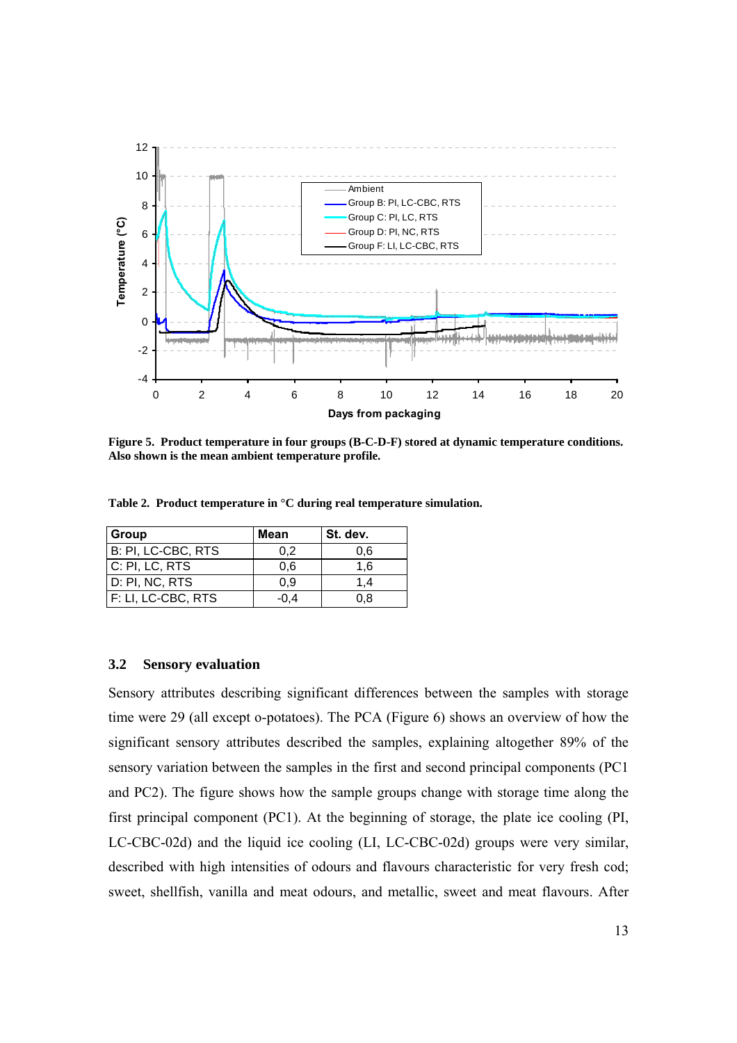Figure 5. Product temperature in four groups (B-C-D-F) stored at dynamic temperature conditions. Also shown is the mean ambient temperature profile.

Table 2. Product temperature in °C during real temperature simulation.

| Group | Mean | St. dev. |
|---|---|---|
| B: PI, LC-CBC, RTS | 0,2 | 0,6 |
| C: PI, LC, RTS | 0,6 | 1,6 |
| D: PI, NC, RTS | 0,9 | 1,4 |
| F: LI, LC-CBC, RTS | -0,4 | 0,8 |

## 3.2 Sensory evaluation

Sensory attributes describing significant differences between the samples with storage time were 29 (all except o-potatoes). The PCA (Figure 6) shows an overview of how the significant sensory attributes described the samples, explaining altogether 89% of the sensory variation between the samples in the first and second principal components (PC1 and PC2). The figure shows how the sample groups change with storage time along the first principal component (PC1). At the beginning of storage, the plate ice cooling (PI, LC-CBC-02d) and the liquid ice cooling (LI, LC-CBC-02d) groups were very similar, described with high intensities of odours and flavours characteristic for very fresh cod; sweet, shellfish, vanilla and meat odours, and metallic, sweet and meat flavours. After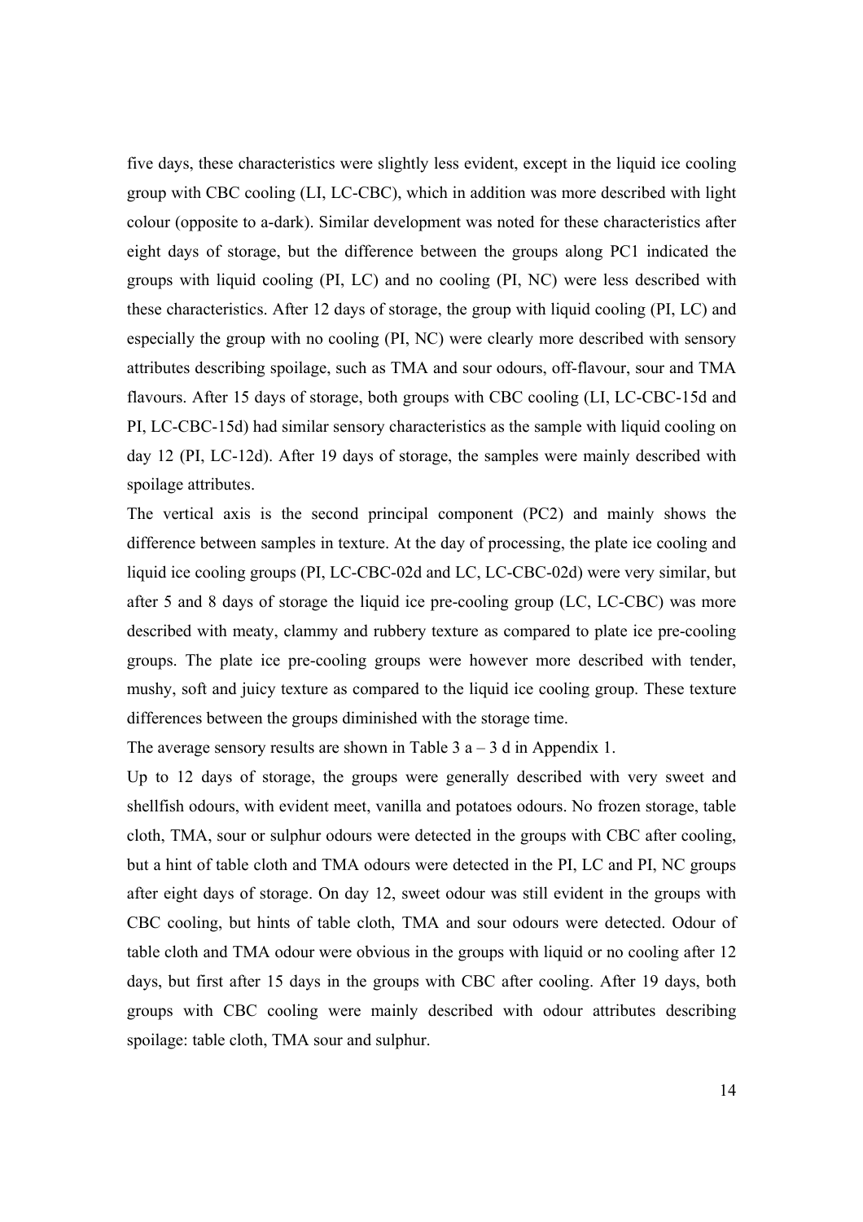five days, these characteristics were slightly less evident, except in the liquid ice cooling group with CBC cooling (LI, LC-CBC), which in addition was more described with light colour (opposite to a-dark). Similar development was noted for these characteristics after eight days of storage, but the difference between the groups along PC1 indicated the groups with liquid cooling (PI, LC) and no cooling (PI, NC) were less described with these characteristics. After 12 days of storage, the group with liquid cooling (PI, LC) and especially the group with no cooling (PI, NC) were clearly more described with sensory attributes describing spoilage, such as TMA and sour odours, off-flavour, sour and TMA flavours. After 15 days of storage, both groups with CBC cooling (LI, LC-CBC-15d and PI, LC-CBC-15d) had similar sensory characteristics as the sample with liquid cooling on day 12 (PI, LC-12d). After 19 days of storage, the samples were mainly described with spoilage attributes.

The vertical axis is the second principal component (PC2) and mainly shows the difference between samples in texture. At the day of processing, the plate ice cooling and liquid ice cooling groups (PI, LC-CBC-02d and LC, LC-CBC-02d) were very similar, but after 5 and 8 days of storage the liquid ice pre-cooling group (LC, LC-CBC) was more described with meaty, clammy and rubbery texture as compared to plate ice pre-cooling groups. The plate ice pre-cooling groups were however more described with tender, mushy, soft and juicy texture as compared to the liquid ice cooling group. These texture differences between the groups diminished with the storage time.

The average sensory results are shown in Table 3 a – 3 d in Appendix 1.

Up to 12 days of storage, the groups were generally described with very sweet and shellfish odours, with evident meet, vanilla and potatoes odours. No frozen storage, table cloth, TMA, sour or sulphur odours were detected in the groups with CBC after cooling, but a hint of table cloth and TMA odours were detected in the PI, LC and PI, NC groups after eight days of storage. On day 12, sweet odour was still evident in the groups with CBC cooling, but hints of table cloth, TMA and sour odours were detected. Odour of table cloth and TMA odour were obvious in the groups with liquid or no cooling after 12 days, but first after 15 days in the groups with CBC after cooling. After 19 days, both groups with CBC cooling were mainly described with odour attributes describing spoilage: table cloth, TMA sour and sulphur.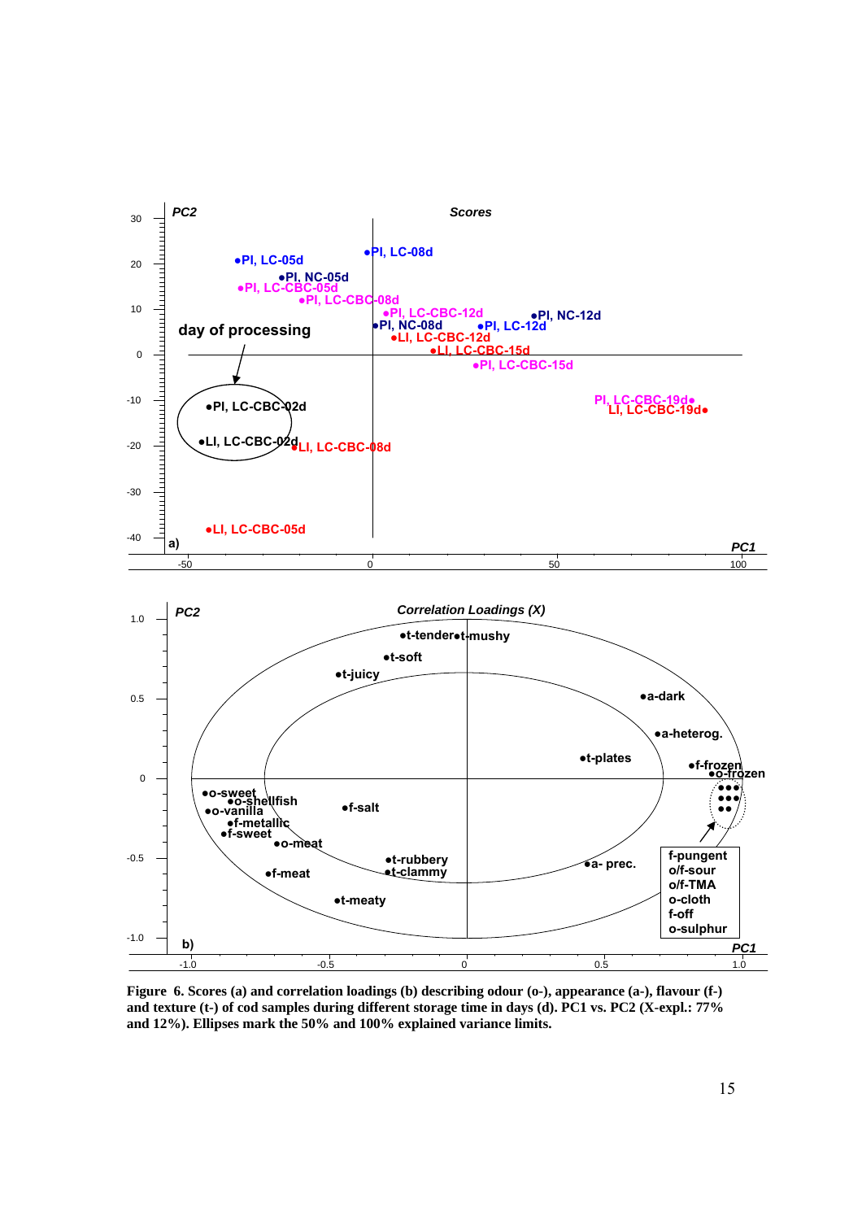**Figure 6. Scores (a) and correlation loadings (b) describing odour (o-), appearance (a-), flavour (f-) and texture (t-) of cod samples during different storage time in days (d). PC1 vs. PC2 (X-expl.: 77% and 12%). Ellipses mark the 50% and 100% explained variance limits.**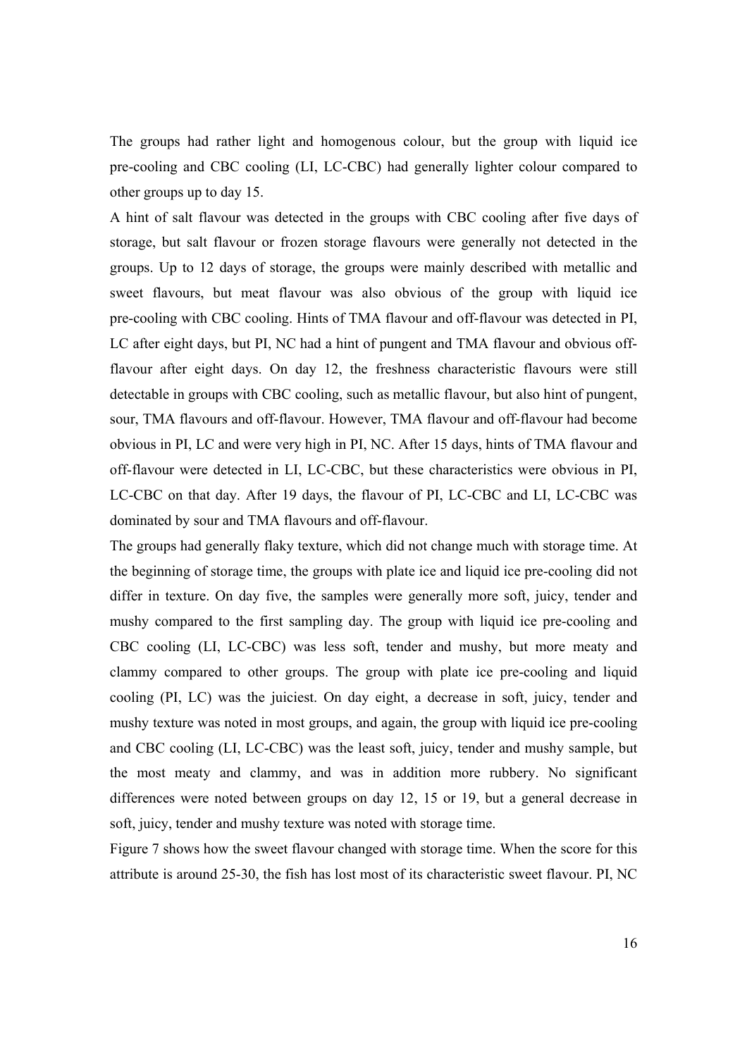The groups had rather light and homogenous colour, but the group with liquid ice pre-cooling and CBC cooling (LI, LC-CBC) had generally lighter colour compared to other groups up to day 15.

A hint of salt flavour was detected in the groups with CBC cooling after five days of storage, but salt flavour or frozen storage flavours were generally not detected in the groups. Up to 12 days of storage, the groups were mainly described with metallic and sweet flavours, but meat flavour was also obvious of the group with liquid ice pre-cooling with CBC cooling. Hints of TMA flavour and off-flavour was detected in PI, LC after eight days, but PI, NC had a hint of pungent and TMA flavour and obvious off-flavour after eight days. On day 12, the freshness characteristic flavours were still detectable in groups with CBC cooling, such as metallic flavour, but also hint of pungent, sour, TMA flavours and off-flavour. However, TMA flavour and off-flavour had become obvious in PI, LC and were very high in PI, NC. After 15 days, hints of TMA flavour and off-flavour were detected in LI, LC-CBC, but these characteristics were obvious in PI, LC-CBC on that day. After 19 days, the flavour of PI, LC-CBC and LI, LC-CBC was dominated by sour and TMA flavours and off-flavour.

The groups had generally flaky texture, which did not change much with storage time. At the beginning of storage time, the groups with plate ice and liquid ice pre-cooling did not differ in texture. On day five, the samples were generally more soft, juicy, tender and mushy compared to the first sampling day. The group with liquid ice pre-cooling and CBC cooling (LI, LC-CBC) was less soft, tender and mushy, but more meaty and clammy compared to other groups. The group with plate ice pre-cooling and liquid cooling (PI, LC) was the juiciest. On day eight, a decrease in soft, juicy, tender and mushy texture was noted in most groups, and again, the group with liquid ice pre-cooling and CBC cooling (LI, LC-CBC) was the least soft, juicy, tender and mushy sample, but the most meaty and clammy, and was in addition more rubbery. No significant differences were noted between groups on day 12, 15 or 19, but a general decrease in soft, juicy, tender and mushy texture was noted with storage time.

Figure 7 shows how the sweet flavour changed with storage time. When the score for this attribute is around 25-30, the fish has lost most of its characteristic sweet flavour. PI, NC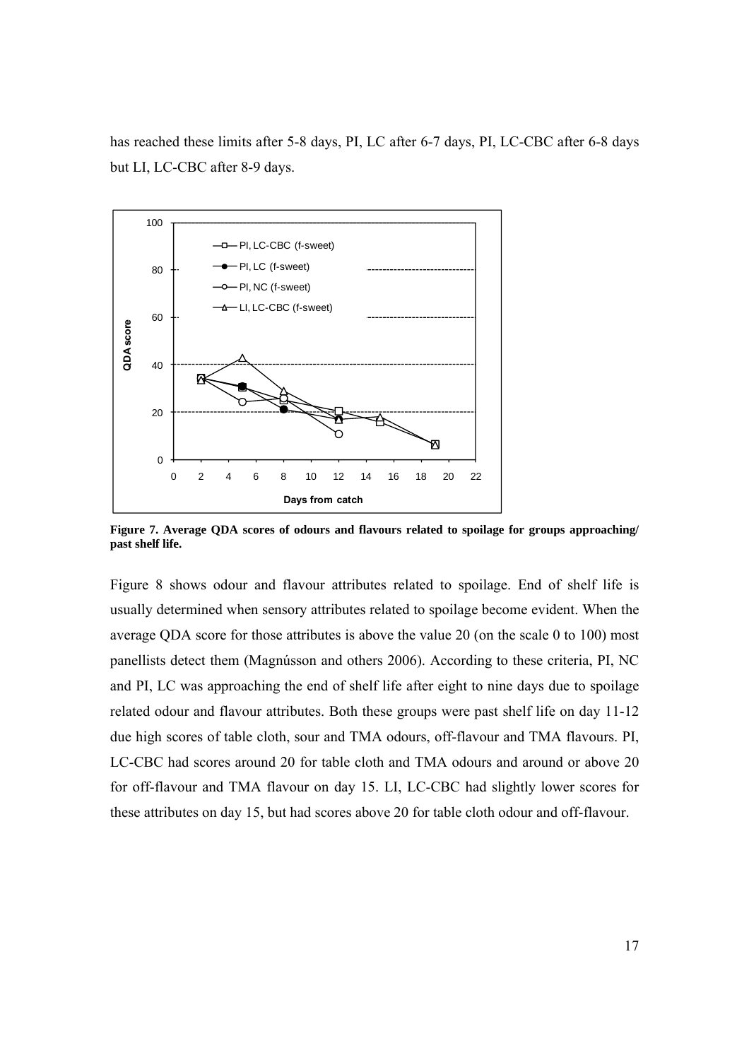has reached these limits after 5-8 days, PI, LC after 6-7 days, PI, LC-CBC after 6-8 days but LI, LC-CBC after 8-9 days.

**Figure 7. Average QDA scores of odours and flavours related to spoilage for groups approaching/ past shelf life.**

Figure 8 shows odour and flavour attributes related to spoilage. End of shelf life is usually determined when sensory attributes related to spoilage become evident. When the average QDA score for those attributes is above the value 20 (on the scale 0 to 100) most panellists detect them (Magnússon and others 2006). According to these criteria, PI, NC and PI, LC was approaching the end of shelf life after eight to nine days due to spoilage related odour and flavour attributes. Both these groups were past shelf life on day 11-12 due high scores of table cloth, sour and TMA odours, off-flavour and TMA flavours. PI, LC-CBC had scores around 20 for table cloth and TMA odours and around or above 20 for off-flavour and TMA flavour on day 15. LI, LC-CBC had slightly lower scores for these attributes on day 15, but had scores above 20 for table cloth odour and off-flavour.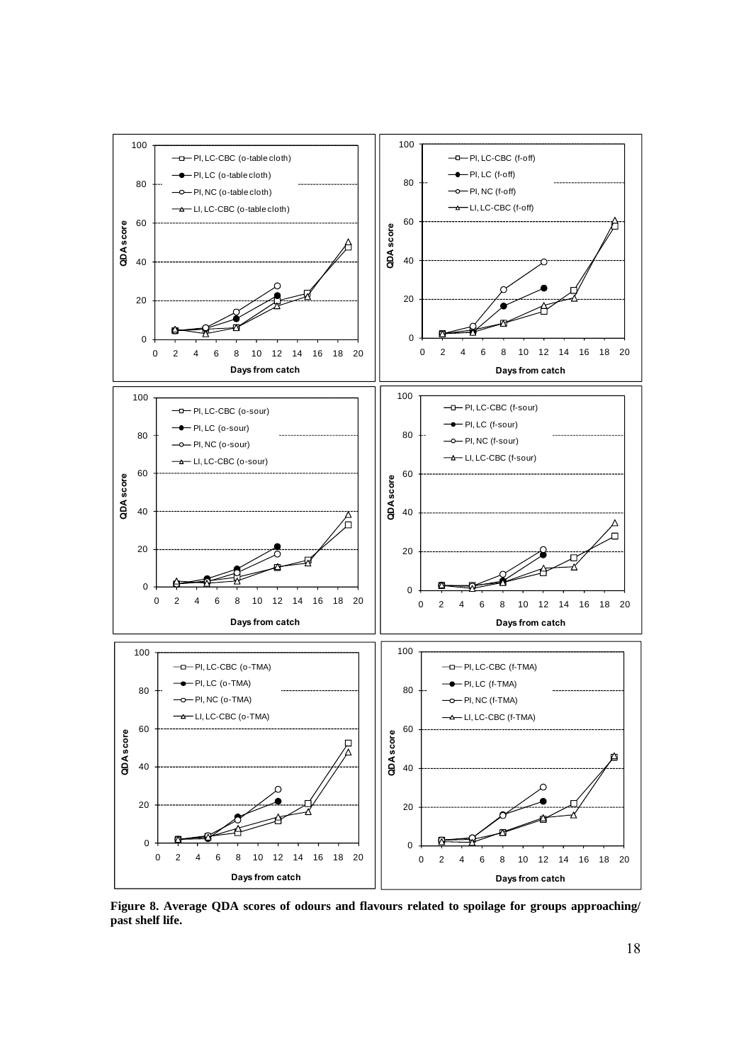**Figure 8. Average QDA scores of odours and flavours related to spoilage for groups approaching/ past shelf life.**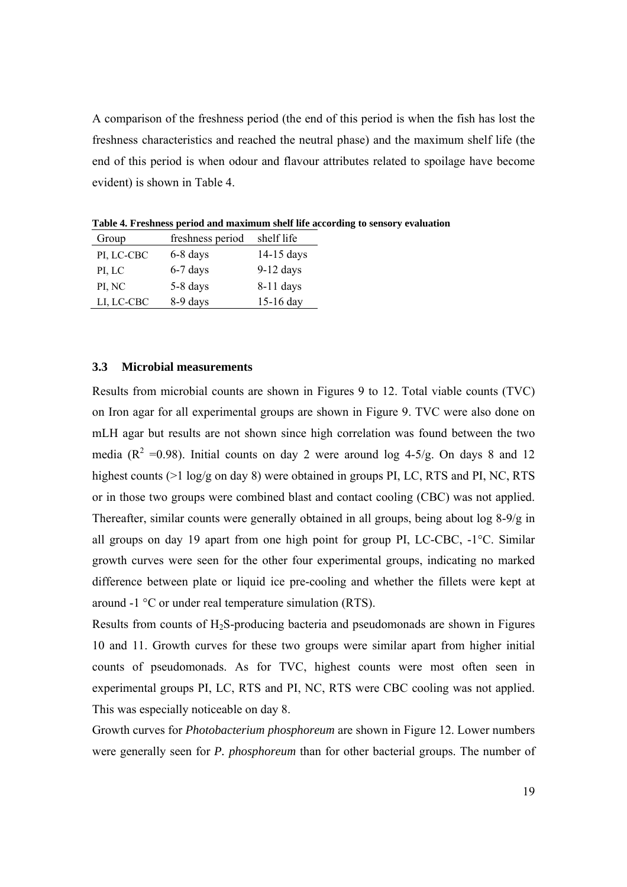A comparison of the freshness period (the end of this period is when the fish has lost the freshness characteristics and reached the neutral phase) and the maximum shelf life (the end of this period is when odour and flavour attributes related to spoilage have become evident) is shown in Table 4.

**Table 4. Freshness period and maximum shelf life according to sensory evaluation**

| Group | freshness period | shelf life |
|---|---|---|
| PI, LC-CBC | 6-8 days | 14-15 days |
| PI, LC | 6-7 days | 9-12 days |
| PI, NC | 5-8 days | 8-11 days |
| LI, LC-CBC | 8-9 days | 15-16 day |

### 3.3 Microbial measurements

Results from microbial counts are shown in Figures 9 to 12. Total viable counts (TVC) on Iron agar for all experimental groups are shown in Figure 9. TVC were also done on mLH agar but results are not shown since high correlation was found between the two media ($R^2$ =0.98). Initial counts on day 2 were around log 4-5/g. On days 8 and 12 highest counts (>1 log/g on day 8) were obtained in groups PI, LC, RTS and PI, NC, RTS or in those two groups were combined blast and contact cooling (CBC) was not applied. Thereafter, similar counts were generally obtained in all groups, being about log 8-9/g in all groups on day 19 apart from one high point for group PI, LC-CBC, -1°C. Similar growth curves were seen for the other four experimental groups, indicating no marked difference between plate or liquid ice pre-cooling and whether the fillets were kept at around -1 °C or under real temperature simulation (RTS).

Results from counts of $H_2S$-producing bacteria and pseudomonads are shown in Figures 10 and 11. Growth curves for these two groups were similar apart from higher initial counts of pseudomonads. As for TVC, highest counts were most often seen in experimental groups PI, LC, RTS and PI, NC, RTS were CBC cooling was not applied. This was especially noticeable on day 8.

Growth curves for *Photobacterium phosphoreum* are shown in Figure 12. Lower numbers were generally seen for *P. phosphoreum* than for other bacterial groups. The number of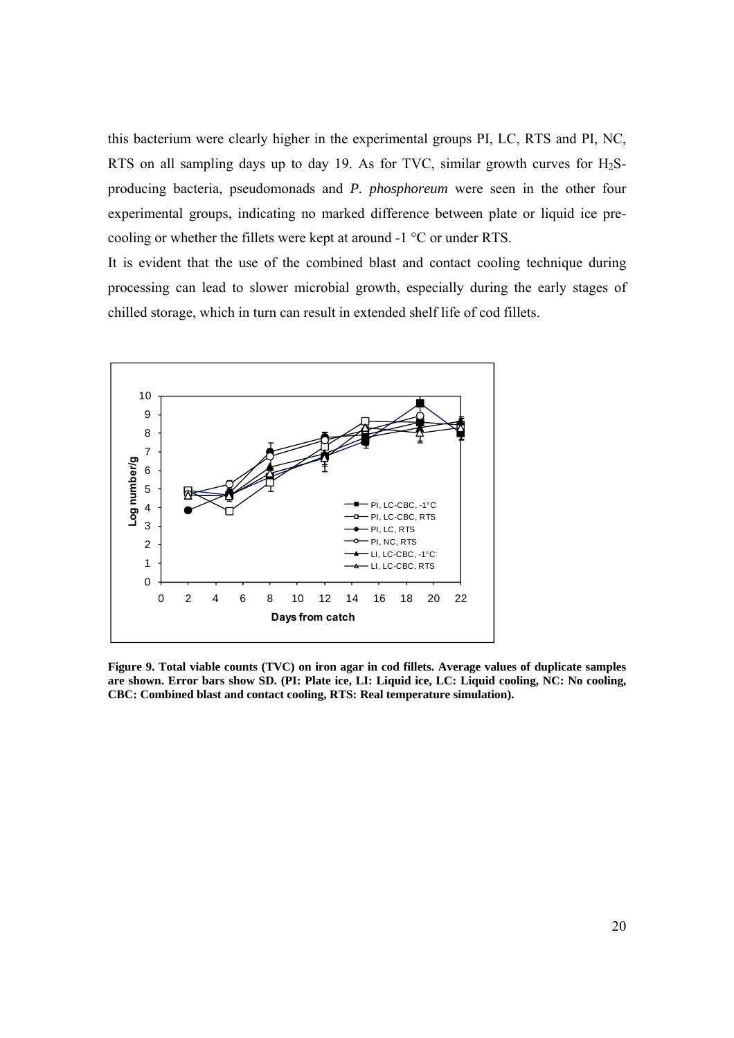this bacterium were clearly higher in the experimental groups PI, LC, RTS and PI, NC, RTS on all sampling days up to day 19. As for TVC, similar growth curves for $H_2S$-producing bacteria, pseudomonads and *P. phosphoreum* were seen in the other four experimental groups, indicating no marked difference between plate or liquid ice pre-cooling or whether the fillets were kept at around -1 °C or under RTS.

It is evident that the use of the combined blast and contact cooling technique during processing can lead to slower microbial growth, especially during the early stages of chilled storage, which in turn can result in extended shelf life of cod fillets.

**Figure 9. Total viable counts (TVC) on iron agar in cod fillets. Average values of duplicate samples are shown. Error bars show SD. (PI: Plate ice, LI: Liquid ice, LC: Liquid cooling, NC: No cooling, CBC: Combined blast and contact cooling, RTS: Real temperature simulation).**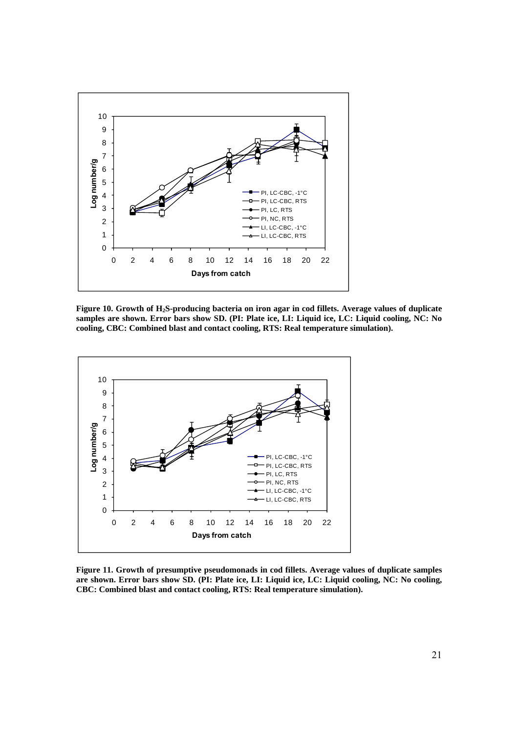**Figure 10. Growth of $H_2S$-producing bacteria on iron agar in cod fillets. Average values of duplicate samples are shown. Error bars show SD. (PI: Plate ice, LI: Liquid ice, LC: Liquid cooling, NC: No cooling, CBC: Combined blast and contact cooling, RTS: Real temperature simulation).**

**Figure 11. Growth of presumptive pseudomonads in cod fillets. Average values of duplicate samples are shown. Error bars show SD. (PI: Plate ice, LI: Liquid ice, LC: Liquid cooling, NC: No cooling, CBC: Combined blast and contact cooling, RTS: Real temperature simulation).**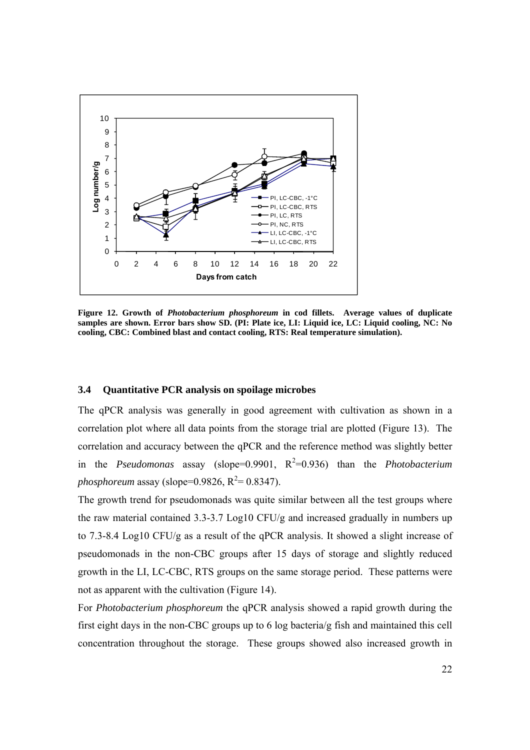**Figure 12. Growth of *Photobacterium phosphoreum* in cod fillets. Average values of duplicate samples are shown. Error bars show SD. (PI: Plate ice, LI: Liquid ice, LC: Liquid cooling, NC: No cooling, CBC: Combined blast and contact cooling, RTS: Real temperature simulation).**

### 3.4 Quantitative PCR analysis on spoilage microbes

The qPCR analysis was generally in good agreement with cultivation as shown in a correlation plot where all data points from the storage trial are plotted (Figure 13). The correlation and accuracy between the qPCR and the reference method was slightly better in the *Pseudomonas* assay (slope=0.9901, $R^2$=0.936) than the *Photobacterium phosphoreum* assay (slope=0.9826, $R^2$= 0.8347).

The growth trend for pseudomonads was quite similar between all the test groups where the raw material contained 3.3-3.7 Log10 CFU/g and increased gradually in numbers up to 7.3-8.4 Log10 CFU/g as a result of the qPCR analysis. It showed a slight increase of pseudomonads in the non-CBC groups after 15 days of storage and slightly reduced growth in the LI, LC-CBC, RTS groups on the same storage period. These patterns were not as apparent with the cultivation (Figure 14).

For *Photobacterium phosphoreum* the qPCR analysis showed a rapid growth during the first eight days in the non-CBC groups up to 6 log bacteria/g fish and maintained this cell concentration throughout the storage. These groups showed also increased growth in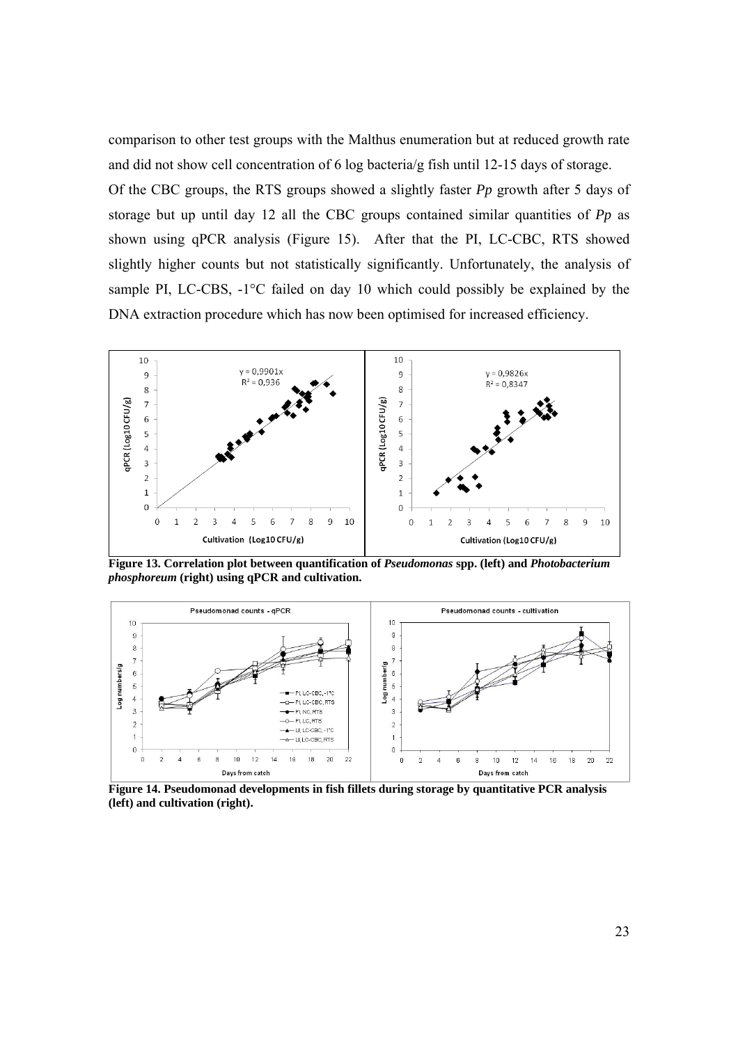comparison to other test groups with the Malthus enumeration but at reduced growth rate and did not show cell concentration of 6 log bacteria/g fish until 12-15 days of storage.

Of the CBC groups, the RTS groups showed a slightly faster *Pp* growth after 5 days of storage but up until day 12 all the CBC groups contained similar quantities of *Pp* as shown using qPCR analysis (Figure 15). After that the PI, LC-CBC, RTS showed slightly higher counts but not statistically significantly. Unfortunately, the analysis of sample PI, LC-CBS, -1°C failed on day 10 which could possibly be explained by the DNA extraction procedure which has now been optimised for increased efficiency.

**Figure 13. Correlation plot between quantification of *Pseudomonas* spp. (left) and *Photobacterium phosphoreum* (right) using qPCR and cultivation.**

**Figure 14. Pseudomonad developments in fish fillets during storage by quantitative PCR analysis (left) and cultivation (right).**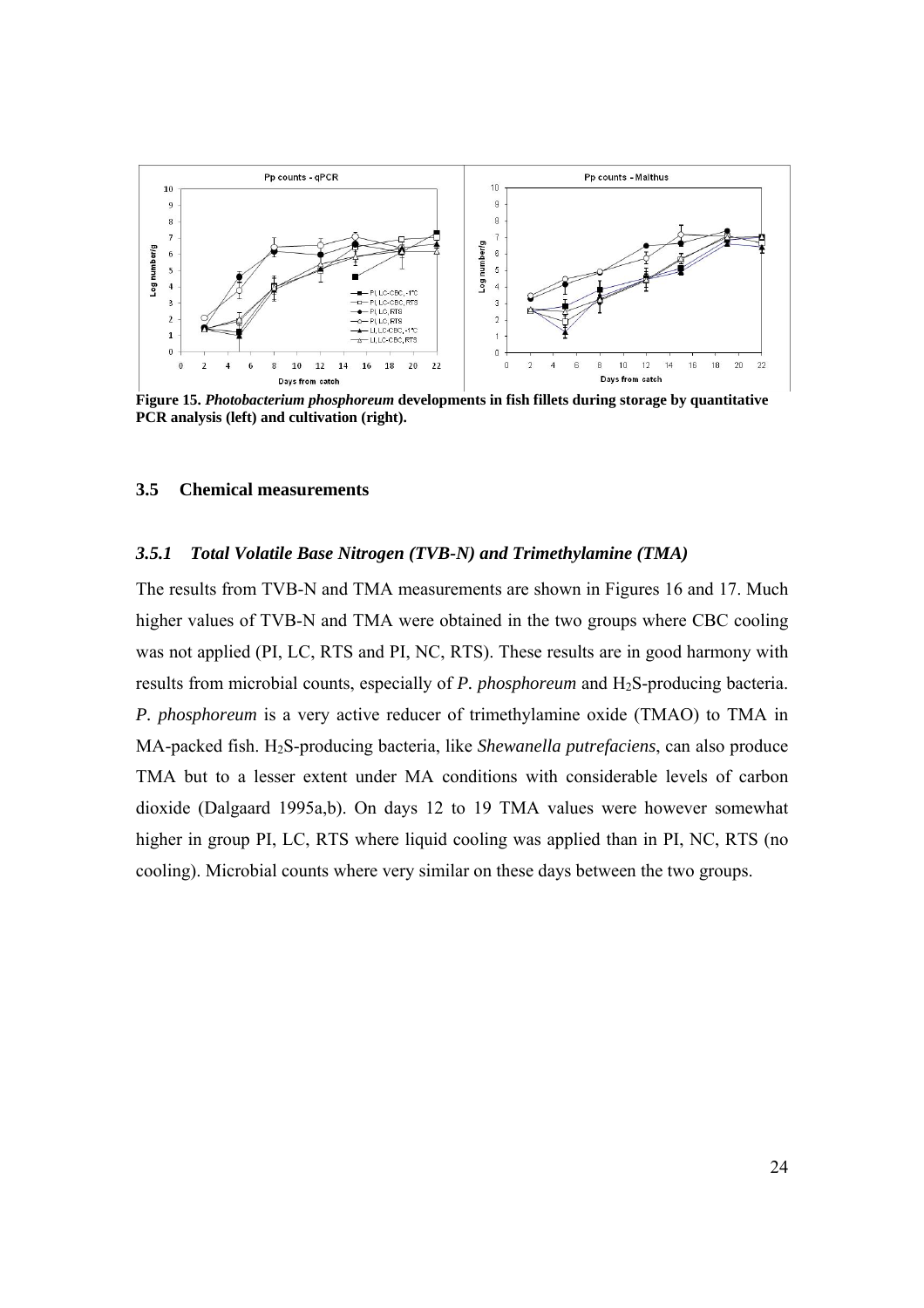**Figure 15.** ***Photobacterium phosphoreum*** **developments in fish fillets during storage by quantitative PCR analysis (left) and cultivation (right).**

## 3.5 Chemical measurements

### *3.5.1 Total Volatile Base Nitrogen (TVB-N) and Trimethylamine (TMA)*

The results from TVB-N and TMA measurements are shown in Figures 16 and 17. Much higher values of TVB-N and TMA were obtained in the two groups where CBC cooling was not applied (PI, LC, RTS and PI, NC, RTS). These results are in good harmony with results from microbial counts, especially of *P. phosphoreum* and $H_2S$-producing bacteria. *P. phosphoreum* is a very active reducer of trimethylamine oxide (TMAO) to TMA in MA-packed fish. $H_2S$-producing bacteria, like *Shewanella putrefaciens*, can also produce TMA but to a lesser extent under MA conditions with considerable levels of carbon dioxide (Dalgaard 1995a,b). On days 12 to 19 TMA values were however somewhat higher in group PI, LC, RTS where liquid cooling was applied than in PI, NC, RTS (no cooling). Microbial counts where very similar on these days between the two groups.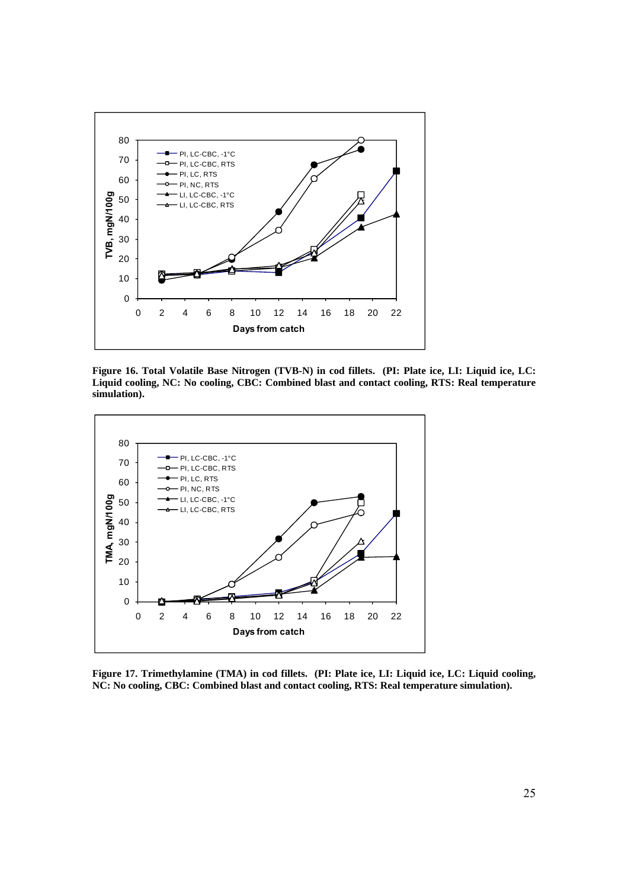**Figure 16. Total Volatile Base Nitrogen (TVB-N) in cod fillets. (PI: Plate ice, LI: Liquid ice, LC: Liquid cooling, NC: No cooling, CBC: Combined blast and contact cooling, RTS: Real temperature simulation).**

**Figure 17. Trimethylamine (TMA) in cod fillets. (PI: Plate ice, LI: Liquid ice, LC: Liquid cooling, NC: No cooling, CBC: Combined blast and contact cooling, RTS: Real temperature simulation).**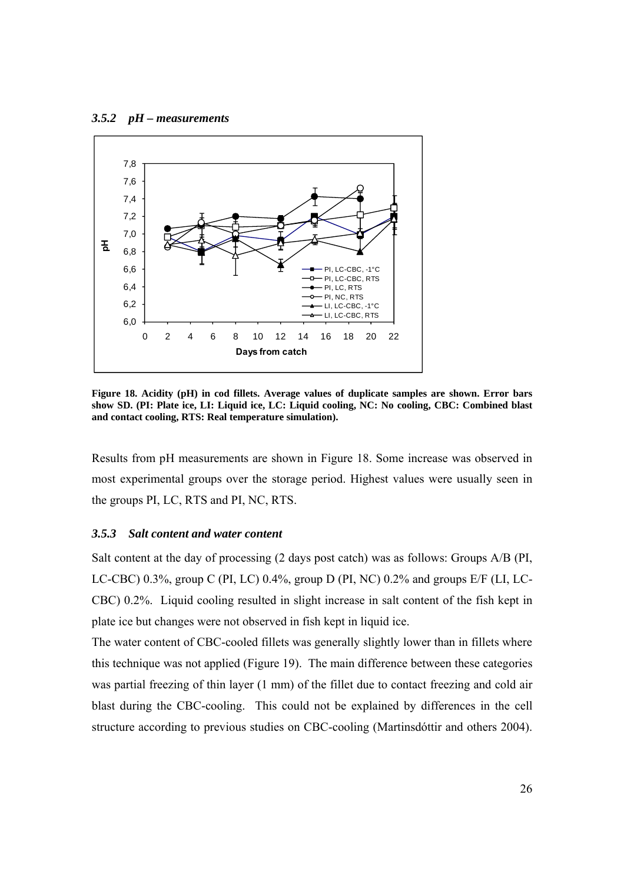### *3.5.2 pH – measurements*

**Figure 18. Acidity (pH) in cod fillets. Average values of duplicate samples are shown. Error bars show SD. (PI: Plate ice, LI: Liquid ice, LC: Liquid cooling, NC: No cooling, CBC: Combined blast and contact cooling, RTS: Real temperature simulation).**

Results from pH measurements are shown in Figure 18. Some increase was observed in most experimental groups over the storage period. Highest values were usually seen in the groups PI, LC, RTS and PI, NC, RTS.

### *3.5.3 Salt content and water content*

Salt content at the day of processing (2 days post catch) was as follows: Groups A/B (PI, LC-CBC) 0.3%, group C (PI, LC) 0.4%, group D (PI, NC) 0.2% and groups E/F (LI, LC-CBC) 0.2%. Liquid cooling resulted in slight increase in salt content of the fish kept in plate ice but changes were not observed in fish kept in liquid ice.

The water content of CBC-cooled fillets was generally slightly lower than in fillets where this technique was not applied (Figure 19). The main difference between these categories was partial freezing of thin layer (1 mm) of the fillet due to contact freezing and cold air blast during the CBC-cooling. This could not be explained by differences in the cell structure according to previous studies on CBC-cooling (Martinsdóttir and others 2004).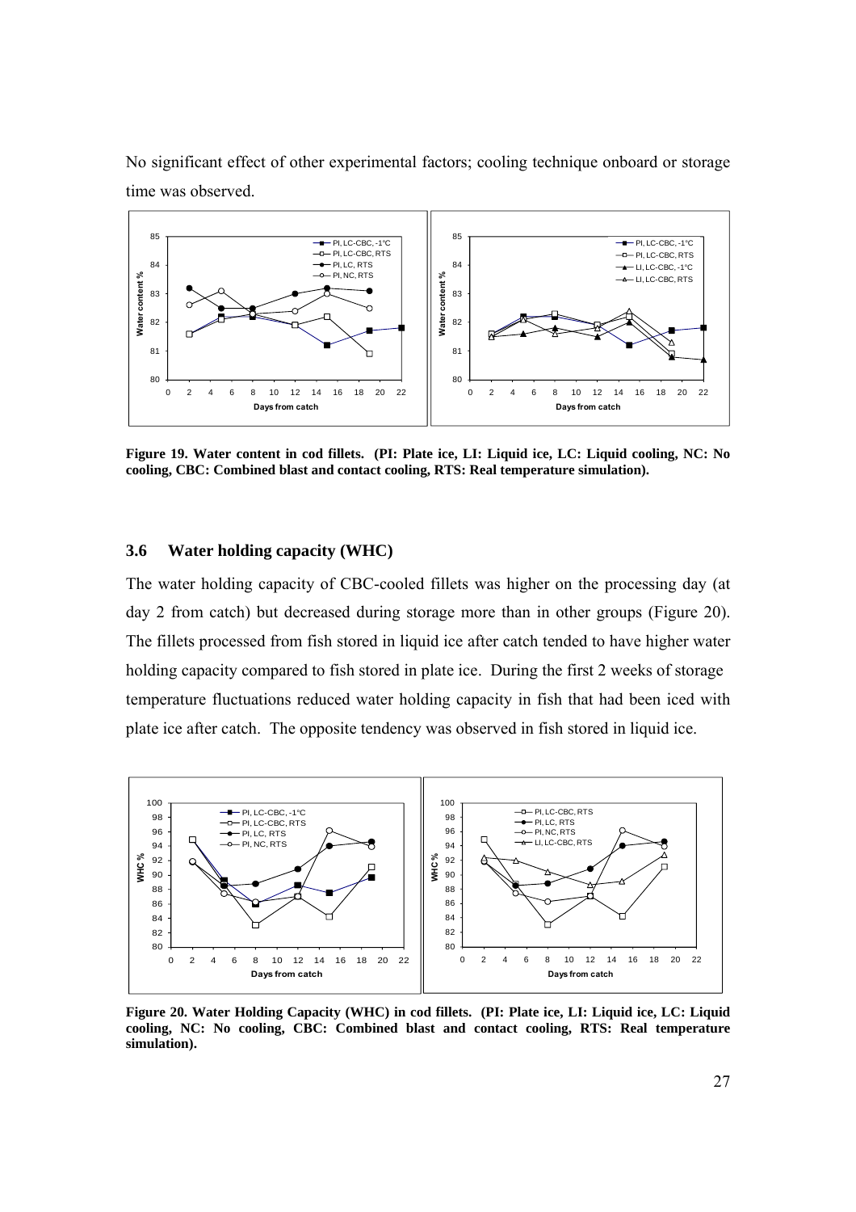No significant effect of other experimental factors; cooling technique onboard or storage time was observed.

**Figure 19. Water content in cod fillets. (PI: Plate ice, LI: Liquid ice, LC: Liquid cooling, NC: No cooling, CBC: Combined blast and contact cooling, RTS: Real temperature simulation).**

### 3.6 Water holding capacity (WHC)

The water holding capacity of CBC-cooled fillets was higher on the processing day (at day 2 from catch) but decreased during storage more than in other groups (Figure 20). The fillets processed from fish stored in liquid ice after catch tended to have higher water holding capacity compared to fish stored in plate ice. During the first 2 weeks of storage temperature fluctuations reduced water holding capacity in fish that had been iced with plate ice after catch. The opposite tendency was observed in fish stored in liquid ice.

**Figure 20. Water Holding Capacity (WHC) in cod fillets. (PI: Plate ice, LI: Liquid ice, LC: Liquid cooling, NC: No cooling, CBC: Combined blast and contact cooling, RTS: Real temperature simulation).**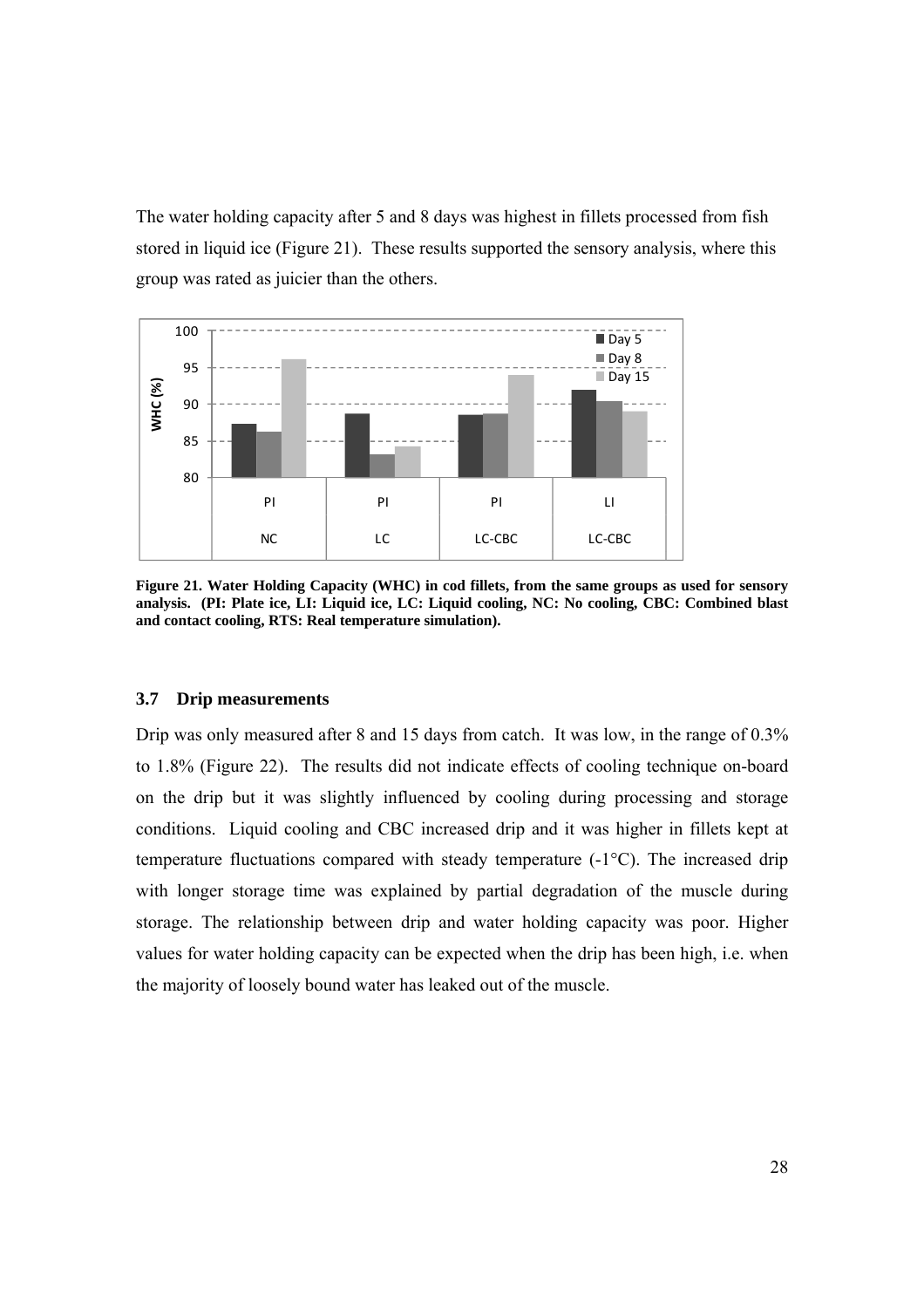The water holding capacity after 5 and 8 days was highest in fillets processed from fish stored in liquid ice (Figure 21). These results supported the sensory analysis, where this group was rated as juicier than the others.

**Figure 21. Water Holding Capacity (WHC) in cod fillets, from the same groups as used for sensory analysis. (PI: Plate ice, LI: Liquid ice, LC: Liquid cooling, NC: No cooling, CBC: Combined blast and contact cooling, RTS: Real temperature simulation).**

### 3.7 Drip measurements

Drip was only measured after 8 and 15 days from catch. It was low, in the range of 0.3% to 1.8% (Figure 22). The results did not indicate effects of cooling technique on-board on the drip but it was slightly influenced by cooling during processing and storage conditions. Liquid cooling and CBC increased drip and it was higher in fillets kept at temperature fluctuations compared with steady temperature (-1°C). The increased drip with longer storage time was explained by partial degradation of the muscle during storage. The relationship between drip and water holding capacity was poor. Higher values for water holding capacity can be expected when the drip has been high, i.e. when the majority of loosely bound water has leaked out of the muscle.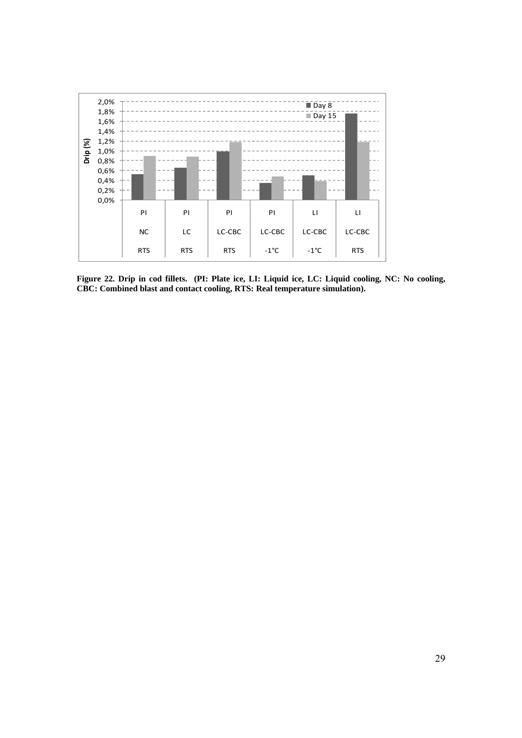Figure 22. Drip in cod fillets. (PI: Plate ice, LI: Liquid ice, LC: Liquid cooling, NC: No cooling, CBC: Combined blast and contact cooling, RTS: Real temperature simulation).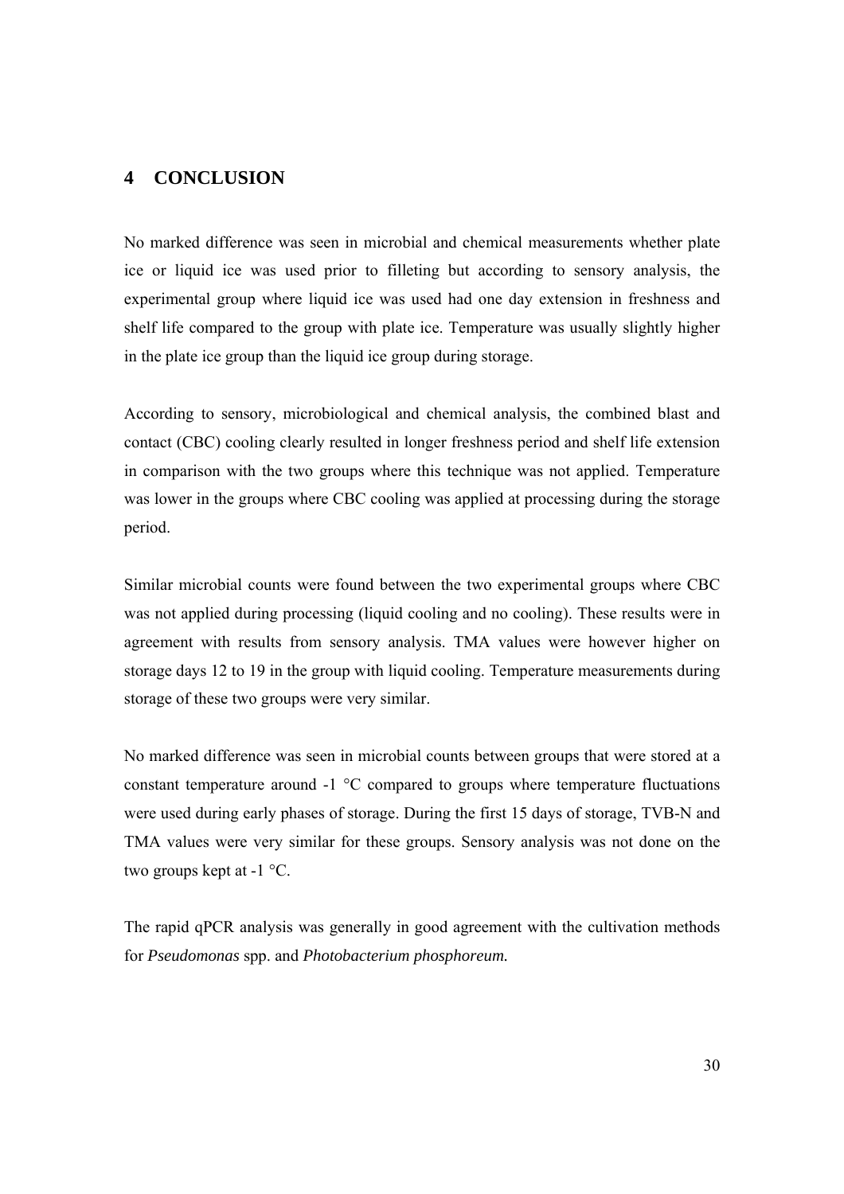# 4 CONCLUSION

No marked difference was seen in microbial and chemical measurements whether plate ice or liquid ice was used prior to filleting but according to sensory analysis, the experimental group where liquid ice was used had one day extension in freshness and shelf life compared to the group with plate ice. Temperature was usually slightly higher in the plate ice group than the liquid ice group during storage.

According to sensory, microbiological and chemical analysis, the combined blast and contact (CBC) cooling clearly resulted in longer freshness period and shelf life extension in comparison with the two groups where this technique was not applied. Temperature was lower in the groups where CBC cooling was applied at processing during the storage period.

Similar microbial counts were found between the two experimental groups where CBC was not applied during processing (liquid cooling and no cooling). These results were in agreement with results from sensory analysis. TMA values were however higher on storage days 12 to 19 in the group with liquid cooling. Temperature measurements during storage of these two groups were very similar.

No marked difference was seen in microbial counts between groups that were stored at a constant temperature around -1 °C compared to groups where temperature fluctuations were used during early phases of storage. During the first 15 days of storage, TVB-N and TMA values were very similar for these groups. Sensory analysis was not done on the two groups kept at -1 °C.

The rapid qPCR analysis was generally in good agreement with the cultivation methods for *Pseudomonas* spp. and *Photobacterium phosphoreum.*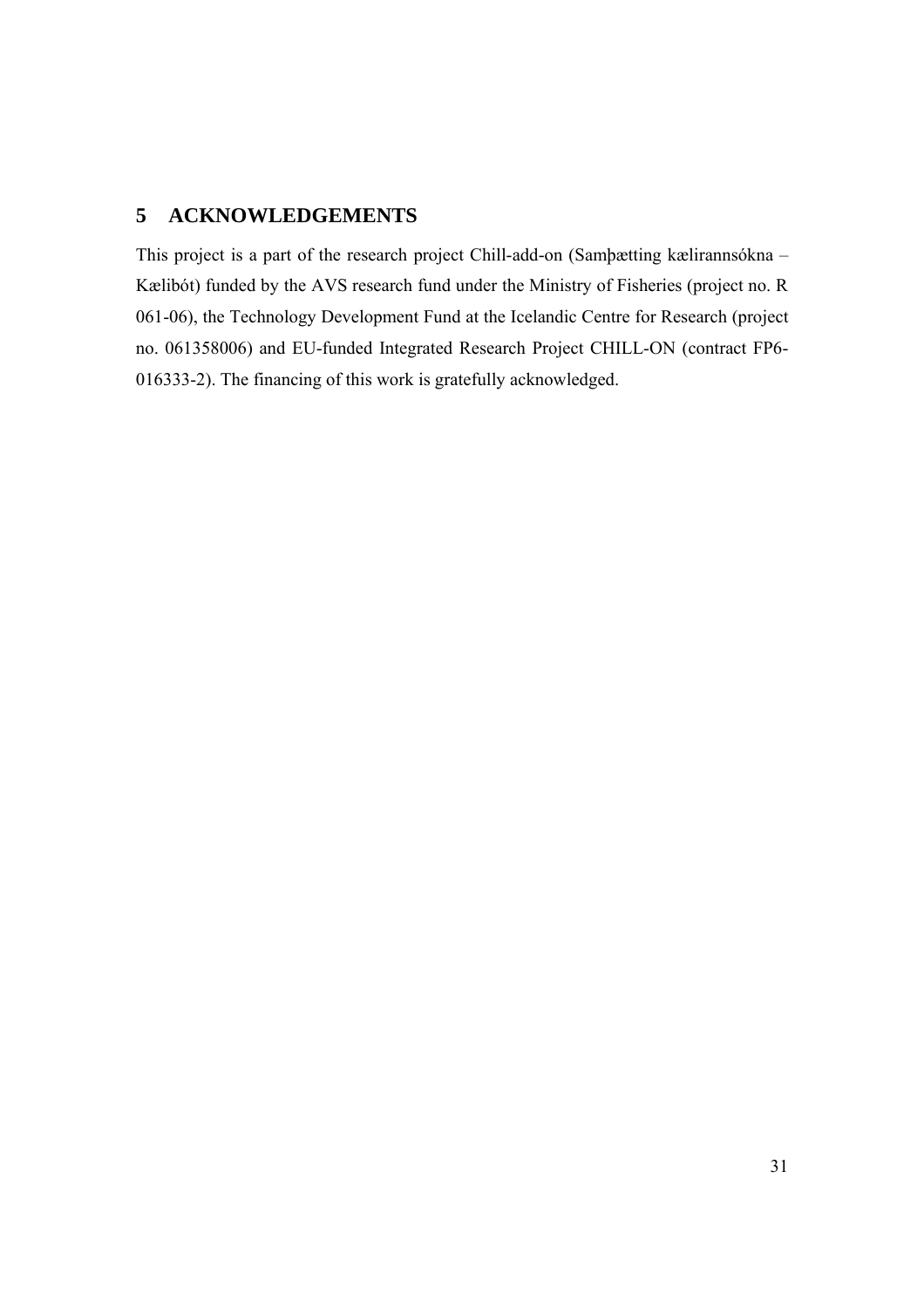# 5 ACKNOWLEDGEMENTS

This project is a part of the research project Chill-add-on (Samþætting kælirannsókna – Kælibót) funded by the AVS research fund under the Ministry of Fisheries (project no. R 061-06), the Technology Development Fund at the Icelandic Centre for Research (project no. 061358006) and EU-funded Integrated Research Project CHILL-ON (contract FP6-016333-2). The financing of this work is gratefully acknowledged.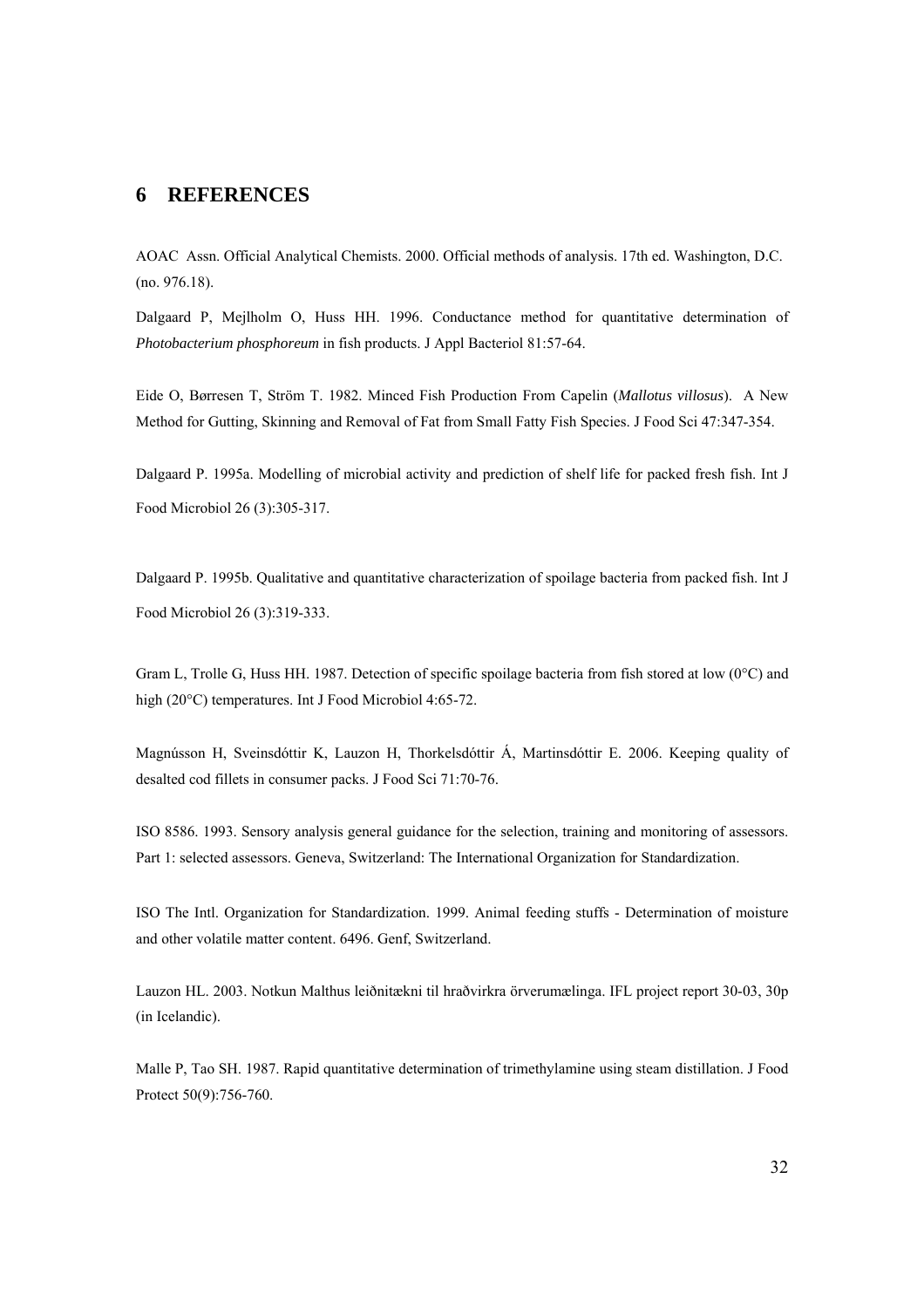# 6 REFERENCES

AOAC Assn. Official Analytical Chemists. 2000. Official methods of analysis. 17th ed. Washington, D.C. (no. 976.18).

Dalgaard P, Mejlholm O, Huss HH. 1996. Conductance method for quantitative determination of *Photobacterium phosphoreum* in fish products. J Appl Bacteriol 81:57-64.

Eide O, Børresen T, Ström T. 1982. Minced Fish Production From Capelin (*Mallotus villosus*). A New Method for Gutting, Skinning and Removal of Fat from Small Fatty Fish Species. J Food Sci 47:347-354.

Dalgaard P. 1995a. Modelling of microbial activity and prediction of shelf life for packed fresh fish. Int J Food Microbiol 26 (3):305-317.

Dalgaard P. 1995b. Qualitative and quantitative characterization of spoilage bacteria from packed fish. Int J Food Microbiol 26 (3):319-333.

Gram L, Trolle G, Huss HH. 1987. Detection of specific spoilage bacteria from fish stored at low (0°C) and high (20°C) temperatures. Int J Food Microbiol 4:65-72.

Magnússon H, Sveinsdóttir K, Lauzon H, Thorkelsdóttir Á, Martinsdóttir E. 2006. Keeping quality of desalted cod fillets in consumer packs. J Food Sci 71:70-76.

ISO 8586. 1993. Sensory analysis general guidance for the selection, training and monitoring of assessors. Part 1: selected assessors. Geneva, Switzerland: The International Organization for Standardization.

ISO The Intl. Organization for Standardization. 1999. Animal feeding stuffs - Determination of moisture and other volatile matter content. 6496. Genf, Switzerland.

Lauzon HL. 2003. Notkun Malthus leiðnitækni til hraðvirkra örverumælinga. IFL project report 30-03, 30p (in Icelandic).

Malle P, Tao SH. 1987. Rapid quantitative determination of trimethylamine using steam distillation. J Food Protect 50(9):756-760.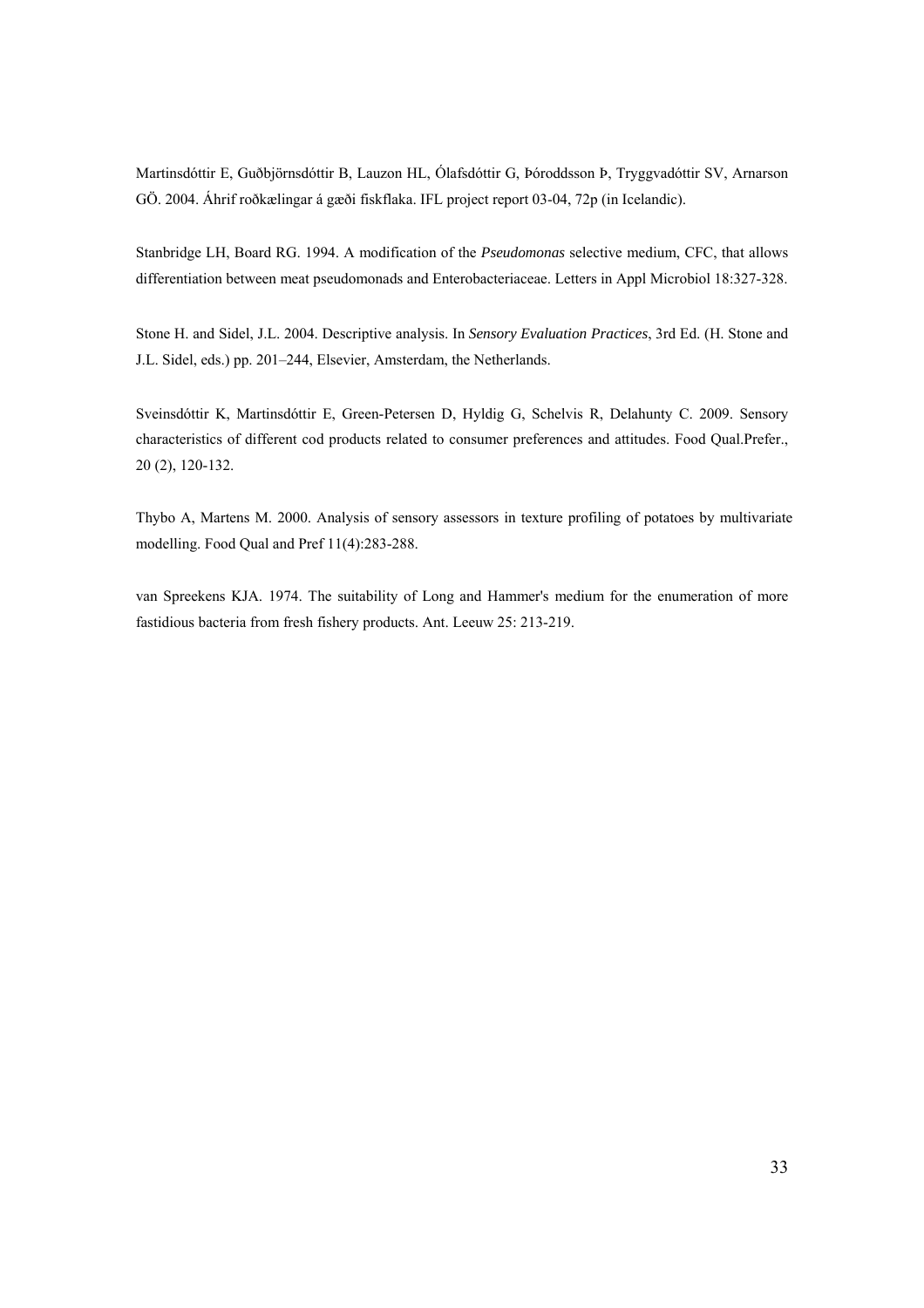Martinsdóttir E, Guðbjörnsdóttir B, Lauzon HL, Ólafsdóttir G, Þóroddsson Þ, Tryggvadóttir SV, Arnarson GÖ. 2004. Áhrif roðkælingar á gæði fiskflaka. IFL project report 03-04, 72p (in Icelandic).

Stanbridge LH, Board RG. 1994. A modification of the *Pseudomonas* selective medium, CFC, that allows differentiation between meat pseudomonads and Enterobacteriaceae. Letters in Appl Microbiol 18:327-328.

Stone H. and Sidel, J.L. 2004. Descriptive analysis. In *Sensory Evaluation Practices*, 3rd Ed. (H. Stone and J.L. Sidel, eds.) pp. 201–244, Elsevier, Amsterdam, the Netherlands.

Sveinsdóttir K, Martinsdóttir E, Green-Petersen D, Hyldig G, Schelvis R, Delahunty C. 2009. Sensory characteristics of different cod products related to consumer preferences and attitudes. Food Qual.Prefer., 20 (2), 120-132.

Thybo A, Martens M. 2000. Analysis of sensory assessors in texture profiling of potatoes by multivariate modelling. Food Qual and Pref 11(4):283-288.

van Spreekens KJA. 1974. The suitability of Long and Hammer's medium for the enumeration of more fastidious bacteria from fresh fishery products. Ant. Leeuw 25: 213-219.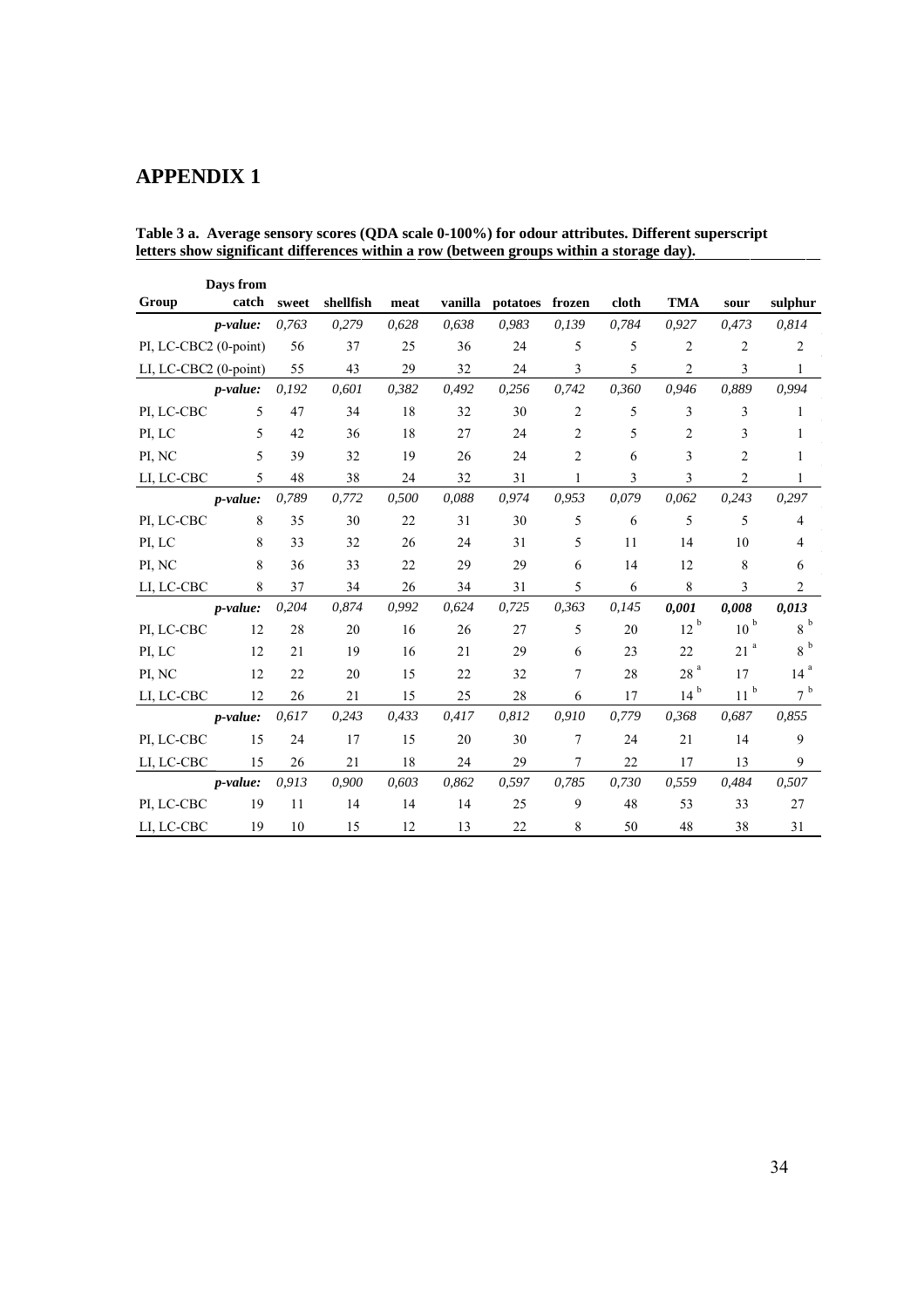# APPENDIX 1

**Table 3 a. Average sensory scores (QDA scale 0-100%) for odour attributes. Different superscript letters show significant differences within a row (between groups within a storage day).**

| Group | Days from catch | sweet | shellfish | meat | vanilla | potatoes | frozen | cloth | TMA | sour | sulphur |
|---|---|---|---|---|---|---|---|---|---|---|---|
| | *p-value:* | *0,763* | *0,279* | *0,628* | *0,638* | *0,983* | *0,139* | *0,784* | *0,927* | *0,473* | *0,814* |
| PI, LC-CBC2 (0-point) | | 56 | 37 | 25 | 36 | 24 | 5 | 5 | 2 | 2 | 2 |
| LI, LC-CBC2 (0-point) | | 55 | 43 | 29 | 32 | 24 | 3 | 5 | 2 | 3 | 1 |
| | *p-value:* | *0,192* | *0,601* | *0,382* | *0,492* | *0,256* | *0,742* | *0,360* | *0,946* | *0,889* | *0,994* |
| PI, LC-CBC | 5 | 47 | 34 | 18 | 32 | 30 | 2 | 5 | 3 | 3 | 1 |
| PI, LC | 5 | 42 | 36 | 18 | 27 | 24 | 2 | 5 | 2 | 3 | 1 |
| PI, NC | 5 | 39 | 32 | 19 | 26 | 24 | 2 | 6 | 3 | 2 | 1 |
| LI, LC-CBC | 5 | 48 | 38 | 24 | 32 | 31 | 1 | 3 | 3 | 2 | 1 |
| | *p-value:* | *0,789* | *0,772* | *0,500* | *0,088* | *0,974* | *0,953* | *0,079* | *0,062* | *0,243* | *0,297* |
| PI, LC-CBC | 8 | 35 | 30 | 22 | 31 | 30 | 5 | 6 | 5 | 5 | 4 |
| PI, LC | 8 | 33 | 32 | 26 | 24 | 31 | 5 | 11 | 14 | 10 | 4 |
| PI, NC | 8 | 36 | 33 | 22 | 29 | 29 | 6 | 14 | 12 | 8 | 6 |
| LI, LC-CBC | 8 | 37 | 34 | 26 | 34 | 31 | 5 | 6 | 8 | 3 | 2 |
| | *p-value:* | *0,204* | *0,874* | *0,992* | *0,624* | *0,725* | *0,363* | *0,145* | ***0,001*** | ***0,008*** | ***0,013*** |
| PI, LC-CBC | 12 | 28 | 20 | 16 | 26 | 27 | 5 | 20 | 12 [b] | 10 [b] | 8 [b] |
| PI, LC | 12 | 21 | 19 | 16 | 21 | 29 | 6 | 23 | 22 | 21 [a] | 8 [b] |
| PI, NC | 12 | 22 | 20 | 15 | 22 | 32 | 7 | 28 | 28 [a] | 17 | 14 [a] |
| LI, LC-CBC | 12 | 26 | 21 | 15 | 25 | 28 | 6 | 17 | 14 [b] | 11 [b] | 7 [b] |
| | *p-value:* | *0,617* | *0,243* | *0,433* | *0,417* | *0,812* | *0,910* | *0,779* | *0,368* | *0,687* | *0,855* |
| PI, LC-CBC | 15 | 24 | 17 | 15 | 20 | 30 | 7 | 24 | 21 | 14 | 9 |
| LI, LC-CBC | 15 | 26 | 21 | 18 | 24 | 29 | 7 | 22 | 17 | 13 | 9 |
| | *p-value:* | *0,913* | *0,900* | *0,603* | *0,862* | *0,597* | *0,785* | *0,730* | *0,559* | *0,484* | *0,507* |
| PI, LC-CBC | 19 | 11 | 14 | 14 | 14 | 25 | 9 | 48 | 53 | 33 | 27 |
| LI, LC-CBC | 19 | 10 | 15 | 12 | 13 | 22 | 8 | 50 | 48 | 38 | 31 |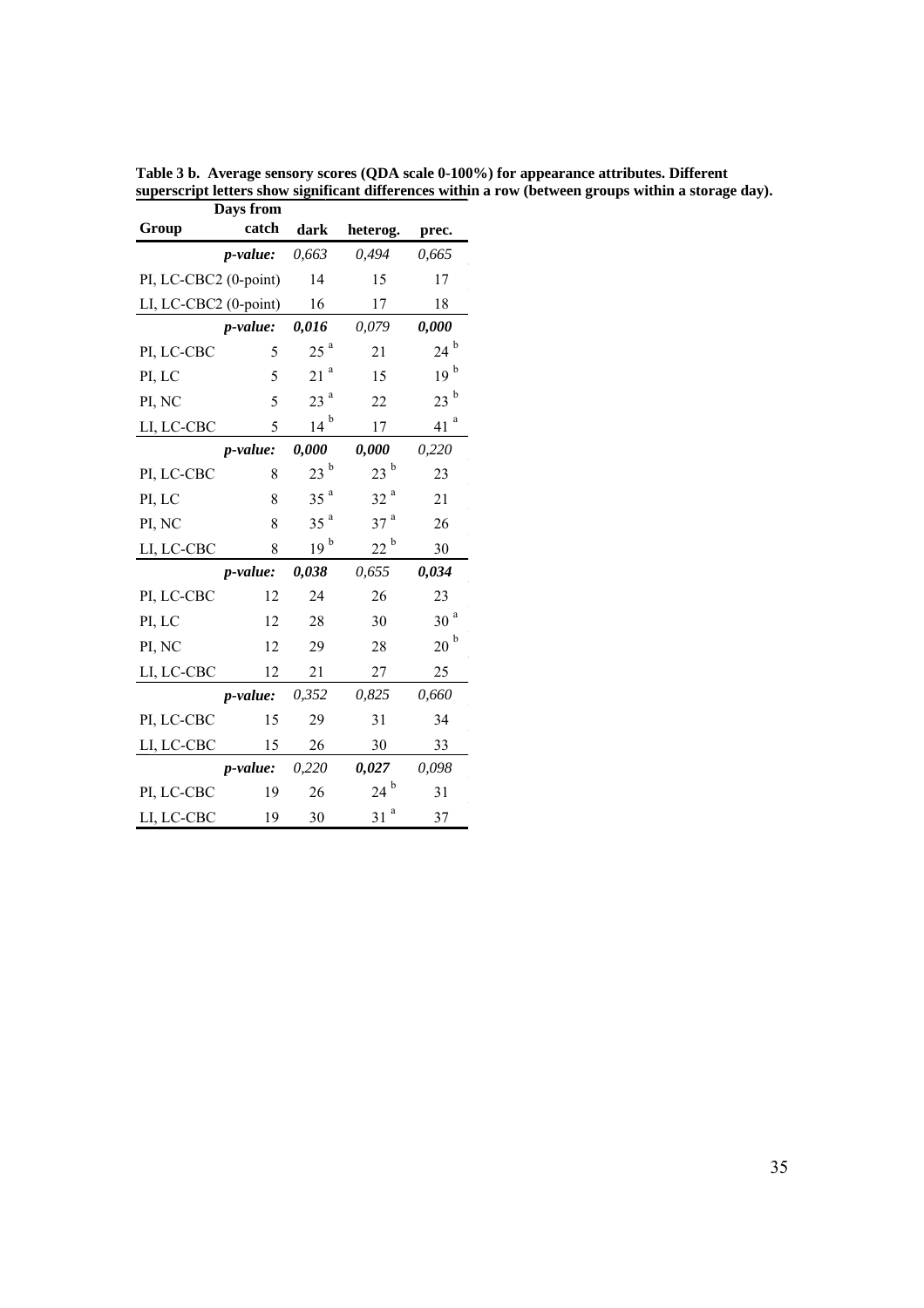**Table 3 b. Average sensory scores (QDA scale 0-100%) for appearance attributes. Different superscript letters show significant differences within a row (between groups within a storage day).**

| Group | Days from catch | dark | heterog. | prec. |
|---|---|---|---|---|
| | ***p-value:*** | *0,663* | *0,494* | *0,665* |
| PI, LC-CBC2 (0-point) | | 14 | 15 | 17 |
| LI, LC-CBC2 (0-point) | | 16 | 17 | 18 |
| | ***p-value:*** | ***0,016*** | *0,079* | ***0,000*** |
| PI, LC-CBC | 5 | 25 [a] | 21 | 24 [b] |
| PI, LC | 5 | 21 [a] | 15 | 19 [b] |
| PI, NC | 5 | 23 [a] | 22 | 23 [b] |
| LI, LC-CBC | 5 | 14 [b] | 17 | 41 [a] |
| | ***p-value:*** | ***0,000*** | ***0,000*** | *0,220* |
| PI, LC-CBC | 8 | 23 [b] | 23 [b] | 23 |
| PI, LC | 8 | 35 [a] | 32 [a] | 21 |
| PI, NC | 8 | 35 [a] | 37 [a] | 26 |
| LI, LC-CBC | 8 | 19 [b] | 22 [b] | 30 |
| | ***p-value:*** | ***0,038*** | *0,655* | ***0,034*** |
| PI, LC-CBC | 12 | 24 | 26 | 23 |
| PI, LC | 12 | 28 | 30 | 30 [a] |
| PI, NC | 12 | 29 | 28 | 20 [b] |
| LI, LC-CBC | 12 | 21 | 27 | 25 |
| | ***p-value:*** | *0,352* | *0,825* | *0,660* |
| PI, LC-CBC | 15 | 29 | 31 | 34 |
| LI, LC-CBC | 15 | 26 | 30 | 33 |
| | ***p-value:*** | *0,220* | ***0,027*** | *0,098* |
| PI, LC-CBC | 19 | 26 | 24 [b] | 31 |
| LI, LC-CBC | 19 | 30 | 31 [a] | 37 |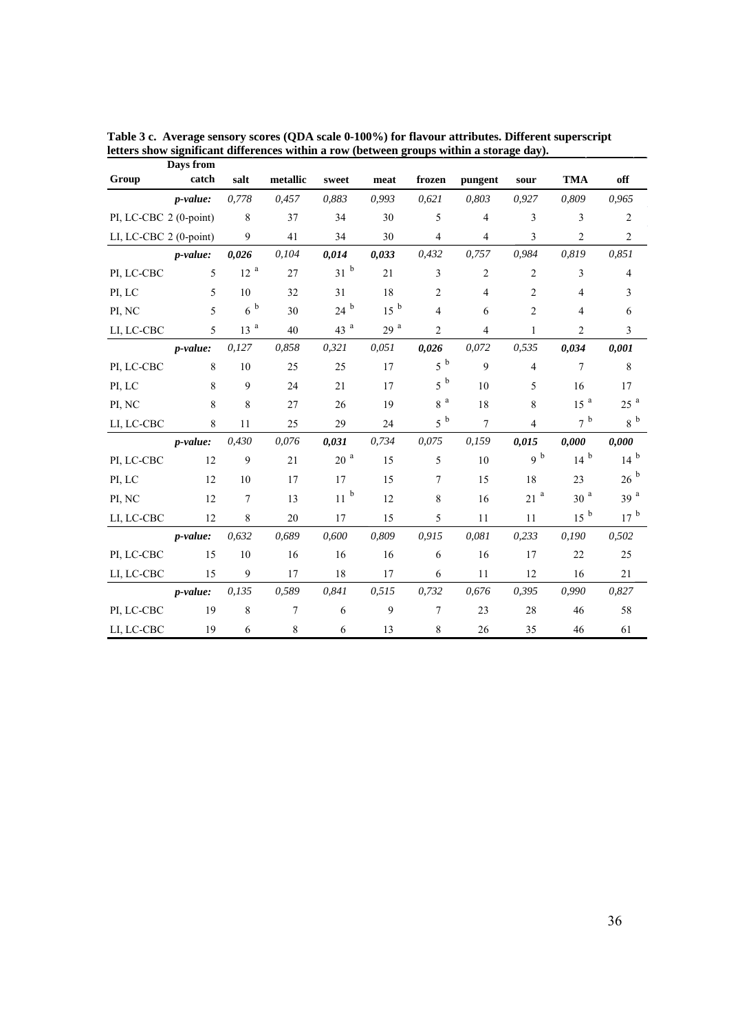**Table 3 c. Average sensory scores (QDA scale 0-100%) for flavour attributes. Different superscript letters show significant differences within a row (between groups within a storage day).**

| Group | Days from catch | salt | metallic | sweet | meat | frozen | pungent | sour | TMA | off |
|---|---|---|---|---|---|---|---|---|---|---|
| | ***p-value:*** | *0,778* | *0,457* | *0,883* | *0,993* | *0,621* | *0,803* | *0,927* | *0,809* | *0,965* |
| PI, LC-CBC 2 (0-point) | | 8 | 37 | 34 | 30 | 5 | 4 | 3 | 3 | 2 |
| LI, LC-CBC 2 (0-point) | | 9 | 41 | 34 | 30 | 4 | 4 | 3 | 2 | 2 |
| | ***p-value:*** | ***0,026*** | *0,104* | ***0,014*** | ***0,033*** | *0,432* | *0,757* | *0,984* | *0,819* | *0,851* |
| PI, LC-CBC | 5 | 12 [a] | 27 | 31 [b] | 21 | 3 | 2 | 2 | 3 | 4 |
| PI, LC | 5 | 10 | 32 | 31 | 18 | 2 | 4 | 2 | 4 | 3 |
| PI, NC | 5 | 6 [b] | 30 | 24 [b] | 15 [b] | 4 | 6 | 2 | 4 | 6 |
| LI, LC-CBC | 5 | 13 [a] | 40 | 43 [a] | 29 [a] | 2 | 4 | 1 | 2 | 3 |
| | ***p-value:*** | *0,127* | *0,858* | *0,321* | *0,051* | ***0,026*** | *0,072* | *0,535* | ***0,034*** | ***0,001*** |
| PI, LC-CBC | 8 | 10 | 25 | 25 | 17 | 5 [b] | 9 | 4 | 7 | 8 |
| PI, LC | 8 | 9 | 24 | 21 | 17 | 5 [b] | 10 | 5 | 16 | 17 |
| PI, NC | 8 | 8 | 27 | 26 | 19 | 8 [a] | 18 | 8 | 15 [a] | 25 [a] |
| LI, LC-CBC | 8 | 11 | 25 | 29 | 24 | 5 [b] | 7 | 4 | 7 [b] | 8 [b] |
| | ***p-value:*** | *0,430* | *0,076* | ***0,031*** | *0,734* | *0,075* | *0,159* | ***0,015*** | ***0,000*** | ***0,000*** |
| PI, LC-CBC | 12 | 9 | 21 | 20 [a] | 15 | 5 | 10 | 9 [b] | 14 [b] | 14 [b] |
| PI, LC | 12 | 10 | 17 | 17 | 15 | 7 | 15 | 18 | 23 | 26 [b] |
| PI, NC | 12 | 7 | 13 | 11 [b] | 12 | 8 | 16 | 21 [a] | 30 [a] | 39 [a] |
| LI, LC-CBC | 12 | 8 | 20 | 17 | 15 | 5 | 11 | 11 | 15 [b] | 17 [b] |
| | ***p-value:*** | *0,632* | *0,689* | *0,600* | *0,809* | *0,915* | *0,081* | *0,233* | *0,190* | *0,502* |
| PI, LC-CBC | 15 | 10 | 16 | 16 | 16 | 6 | 16 | 17 | 22 | 25 |
| LI, LC-CBC | 15 | 9 | 17 | 18 | 17 | 6 | 11 | 12 | 16 | 21 |
| | ***p-value:*** | *0,135* | *0,589* | *0,841* | *0,515* | *0,732* | *0,676* | *0,395* | *0,990* | *0,827* |
| PI, LC-CBC | 19 | 8 | 7 | 6 | 9 | 7 | 23 | 28 | 46 | 58 |
| LI, LC-CBC | 19 | 6 | 8 | 6 | 13 | 8 | 26 | 35 | 46 | 61 |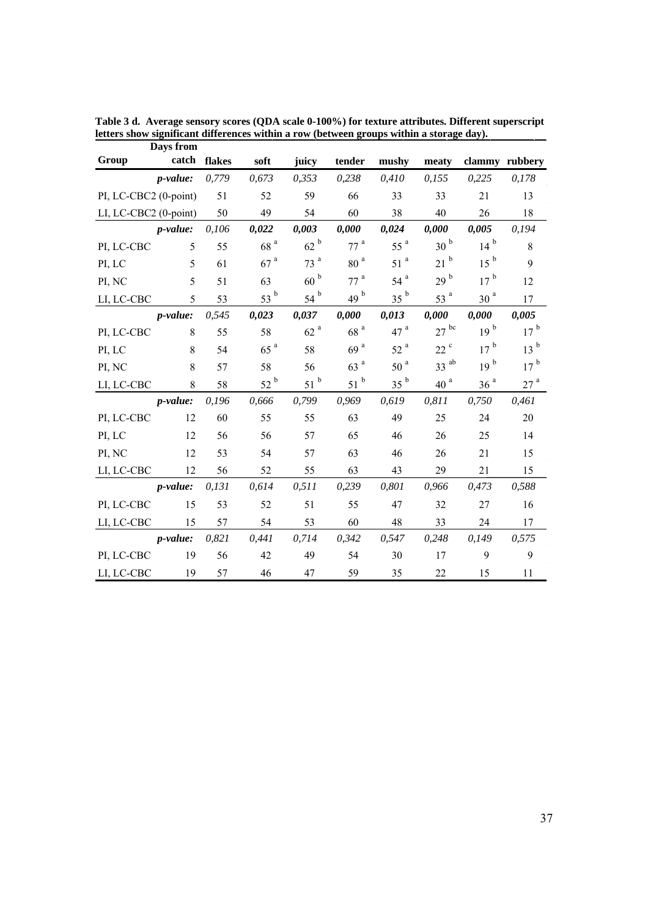**Table 3 d. Average sensory scores (QDA scale 0-100%) for texture attributes. Different superscript letters show significant differences within a row (between groups within a storage day).**

| Group | Days from catch | flakes | soft | juicy | tender | mushy | meaty | clammy | rubbery |
|---|---|---|---|---|---|---|---|---|---|
| | ***p-value:*** | *0,779* | *0,673* | *0,353* | *0,238* | *0,410* | *0,155* | *0,225* | *0,178* |
| PI, LC-CBC2 (0-point) | | 51 | 52 | 59 | 66 | 33 | 33 | 21 | 13 |
| LI, LC-CBC2 (0-point) | | 50 | 49 | 54 | 60 | 38 | 40 | 26 | 18 |
| | ***p-value:*** | *0,106* | ***0,022*** | ***0,003*** | ***0,000*** | ***0,024*** | ***0,000*** | ***0,005*** | *0,194* |
| PI, LC-CBC | 5 | 55 | $68^{a}$ | $62^{b}$ | $77^{a}$ | $55^{a}$ | $30^{b}$ | $14^{b}$ | 8 |
| PI, LC | 5 | 61 | $67^{a}$ | $73^{a}$ | $80^{a}$ | $51^{a}$ | $21^{b}$ | $15^{b}$ | 9 |
| PI, NC | 5 | 51 | 63 | $60^{b}$ | $77^{a}$ | $54^{a}$ | $29^{b}$ | $17^{b}$ | 12 |
| LI, LC-CBC | 5 | 53 | $53^{b}$ | $54^{b}$ | $49^{b}$ | $35^{b}$ | $53^{a}$ | $30^{a}$ | 17 |
| | ***p-value:*** | *0,545* | ***0,023*** | ***0,037*** | ***0,000*** | ***0,013*** | ***0,000*** | ***0,000*** | ***0,005*** |
| PI, LC-CBC | 8 | 55 | 58 | $62^{a}$ | $68^{a}$ | $47^{a}$ | $27^{bc}$ | $19^{b}$ | $17^{b}$ |
| PI, LC | 8 | 54 | $65^{a}$ | 58 | $69^{a}$ | $52^{a}$ | $22^{c}$ | $17^{b}$ | $13^{b}$ |
| PI, NC | 8 | 57 | 58 | 56 | $63^{a}$ | $50^{a}$ | $33^{ab}$ | $19^{b}$ | $17^{b}$ |
| LI, LC-CBC | 8 | 58 | $52^{b}$ | $51^{b}$ | $51^{b}$ | $35^{b}$ | $40^{a}$ | $36^{a}$ | $27^{a}$ |
| | ***p-value:*** | *0,196* | *0,666* | *0,799* | *0,969* | *0,619* | *0,811* | *0,750* | *0,461* |
| PI, LC-CBC | 12 | 60 | 55 | 55 | 63 | 49 | 25 | 24 | 20 |
| PI, LC | 12 | 56 | 56 | 57 | 65 | 46 | 26 | 25 | 14 |
| PI, NC | 12 | 53 | 54 | 57 | 63 | 46 | 26 | 21 | 15 |
| LI, LC-CBC | 12 | 56 | 52 | 55 | 63 | 43 | 29 | 21 | 15 |
| | ***p-value:*** | *0,131* | *0,614* | *0,511* | *0,239* | *0,801* | *0,966* | *0,473* | *0,588* |
| PI, LC-CBC | 15 | 53 | 52 | 51 | 55 | 47 | 32 | 27 | 16 |
| LI, LC-CBC | 15 | 57 | 54 | 53 | 60 | 48 | 33 | 24 | 17 |
| | ***p-value:*** | *0,821* | *0,441* | *0,714* | *0,342* | *0,547* | *0,248* | *0,149* | *0,575* |
| PI, LC-CBC | 19 | 56 | 42 | 49 | 54 | 30 | 17 | 9 | 9 |
| LI, LC-CBC | 19 | 57 | 46 | 47 | 59 | 35 | 22 | 15 | 11 |